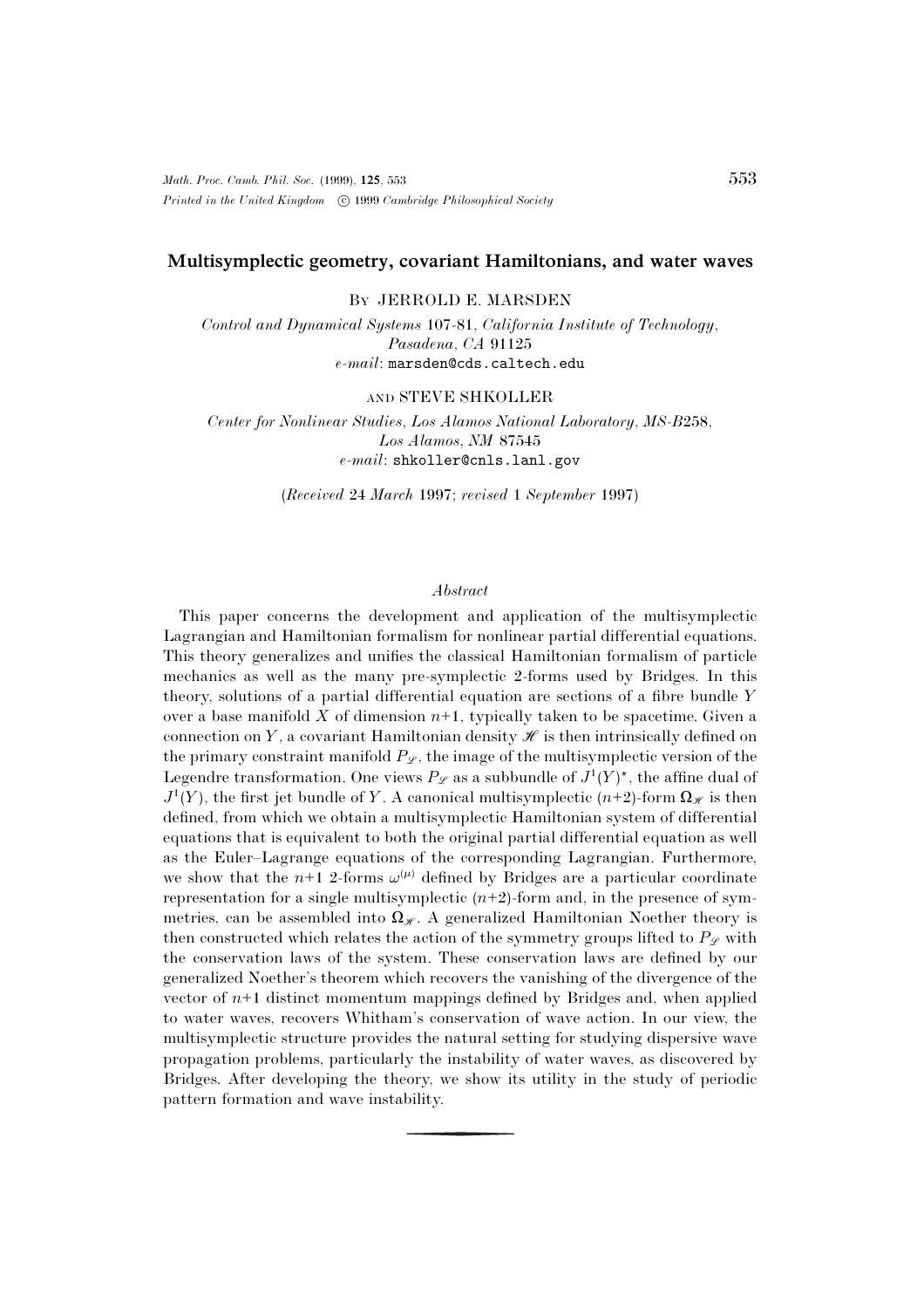# Multisymplectic geometry, covariant Hamiltonians, and water waves

By JERROLD E. MARSDEN

*Control and Dynamical Systems 107-81, California Institute of Technology, Pasadena, CA 91125*
*e-mail*: marsden@cds.caltech.edu

AND STEVE SHKOLLER

*Center for Nonlinear Studies, Los Alamos National Laboratory, MS-B258, Los Alamos, NM 87545*
*e-mail*: shkoller@cnls.lanl.gov

(*Received 24 March 1997; revised 1 September 1997*)

*Abstract*

This paper concerns the development and application of the multisymplectic Lagrangian and Hamiltonian formalism for nonlinear partial differential equations. This theory generalizes and unifies the classical Hamiltonian formalism of particle mechanics as well as the many pre-symplectic 2-forms used by Bridges. In this theory, solutions of a partial differential equation are sections of a fibre bundle $Y$ over a base manifold $X$ of dimension $n+1$, typically taken to be spacetime. Given a connection on $Y$, a covariant Hamiltonian density $\mathscr{H}$ is then intrinsically defined on the primary constraint manifold $P_{\mathscr{L}}$, the image of the multisymplectic version of the Legendre transformation. One views $P_{\mathscr{L}}$ as a subbundle of $J^1(Y)^\star$, the affine dual of $J^1(Y)$, the first jet bundle of $Y$. A canonical multisymplectic $(n+2)$-form $\mathbf{\Omega}_{\mathscr{H}}$ is then defined, from which we obtain a multisymplectic Hamiltonian system of differential equations that is equivalent to both the original partial differential equation as well as the Euler–Lagrange equations of the corresponding Lagrangian. Furthermore, we show that the $n+1$ 2-forms $\omega^{(\mu)}$ defined by Bridges are a particular coordinate representation for a single multisymplectic $(n+2)$-form and, in the presence of symmetries, can be assembled into $\mathbf{\Omega}_{\mathscr{H}}$. A generalized Hamiltonian Noether theory is then constructed which relates the action of the symmetry groups lifted to $P_{\mathscr{L}}$ with the conservation laws of the system. These conservation laws are defined by our generalized Noether's theorem which recovers the vanishing of the divergence of the vector of $n+1$ distinct momentum mappings defined by Bridges and, when applied to water waves, recovers Whitham's conservation of wave action. In our view, the multisymplectic structure provides the natural setting for studying dispersive wave propagation problems, particularly the instability of water waves, as discovered by Bridges. After developing the theory, we show its utility in the study of periodic pattern formation and wave instability.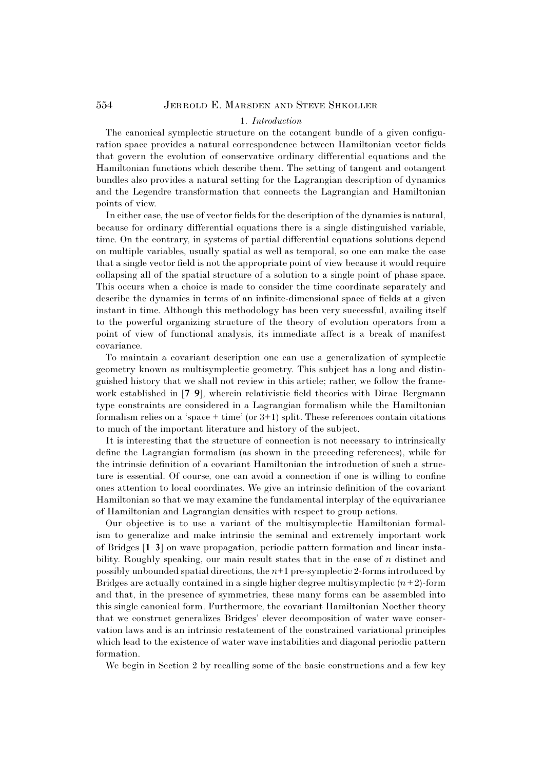## 1. *Introduction*

The canonical symplectic structure on the cotangent bundle of a given configuration space provides a natural correspondence between Hamiltonian vector fields that govern the evolution of conservative ordinary differential equations and the Hamiltonian functions which describe them. The setting of tangent and cotangent bundles also provides a natural setting for the Lagrangian description of dynamics and the Legendre transformation that connects the Lagrangian and Hamiltonian points of view.

In either case, the use of vector fields for the description of the dynamics is natural, because for ordinary differential equations there is a single distinguished variable, time. On the contrary, in systems of partial differential equations solutions depend on multiple variables, usually spatial as well as temporal, so one can make the case that a single vector field is not the appropriate point of view because it would require collapsing all of the spatial structure of a solution to a single point of phase space. This occurs when a choice is made to consider the time coordinate separately and describe the dynamics in terms of an infinite-dimensional space of fields at a given instant in time. Although this methodology has been very successful, availing itself to the powerful organizing structure of the theory of evolution operators from a point of view of functional analysis, its immediate affect is a break of manifest covariance.

To maintain a covariant description one can use a generalization of symplectic geometry known as multisymplectic geometry. This subject has a long and distinguished history that we shall not review in this article; rather, we follow the framework established in [**7**–**9**], wherein relativistic field theories with Dirac–Bergmann type constraints are considered in a Lagrangian formalism while the Hamiltonian formalism relies on a 'space + time' (or 3+1) split. These references contain citations to much of the important literature and history of the subject.

It is interesting that the structure of connection is not necessary to intrinsically define the Lagrangian formalism (as shown in the preceding references), while for the intrinsic definition of a covariant Hamiltonian the introduction of such a structure is essential. Of course, one can avoid a connection if one is willing to confine ones attention to local coordinates. We give an intrinsic definition of the covariant Hamiltonian so that we may examine the fundamental interplay of the equivariance of Hamiltonian and Lagrangian densities with respect to group actions.

Our objective is to use a variant of the multisymplectic Hamiltonian formalism to generalize and make intrinsic the seminal and extremely important work of Bridges [**1**–**3**] on wave propagation, periodic pattern formation and linear instability. Roughly speaking, our main result states that in the case of $n$ distinct and possibly unbounded spatial directions, the $n+1$ pre-symplectic 2-forms introduced by Bridges are actually contained in a single higher degree multisymplectic $(n+2)$-form and that, in the presence of symmetries, these many forms can be assembled into this single canonical form. Furthermore, the covariant Hamiltonian Noether theory that we construct generalizes Bridges' clever decomposition of water wave conservation laws and is an intrinsic restatement of the constrained variational principles which lead to the existence of water wave instabilities and diagonal periodic pattern formation.

We begin in Section 2 by recalling some of the basic constructions and a few key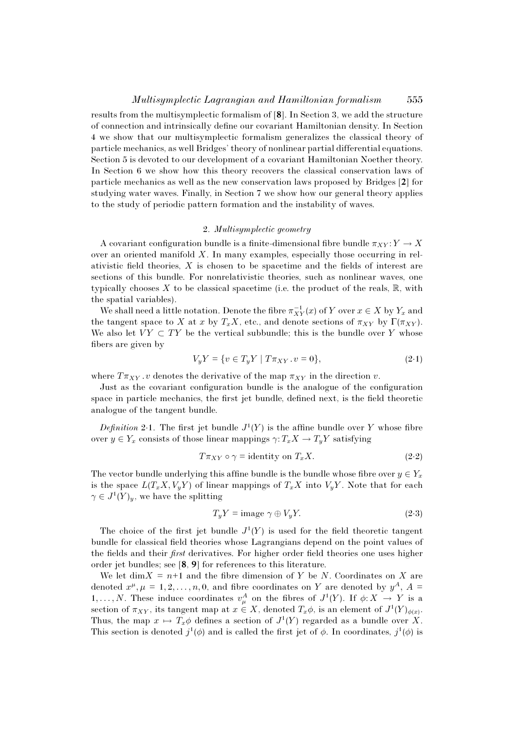results from the multisymplectic formalism of [**8**]. In Section 3, we add the structure of connection and intrinsically define our covariant Hamiltonian density. In Section 4 we show that our multisymplectic formalism generalizes the classical theory of particle mechanics, as well Bridges' theory of nonlinear partial differential equations. Section 5 is devoted to our development of a covariant Hamiltonian Noether theory. In Section 6 we show how this theory recovers the classical conservation laws of particle mechanics as well as the new conservation laws proposed by Bridges [**2**] for studying water waves. Finally, in Section 7 we show how our general theory applies to the study of periodic pattern formation and the instability of waves.

## 2. *Multisymplectic geometry*

A covariant configuration bundle is a finite-dimensional fibre bundle $\pi_{XY}: Y \to X$ over an oriented manifold $X$. In many examples, especially those occurring in relativistic field theories, $X$ is chosen to be spacetime and the fields of interest are sections of this bundle. For nonrelativistic theories, such as nonlinear waves, one typically chooses $X$ to be classical spacetime (i.e. the product of the reals, $\mathbb{R}$, with the spatial variables).

We shall need a little notation. Denote the fibre $\pi_{XY}^{-1}(x)$ of $Y$ over $x \in X$ by $Y_x$ and the tangent space to $X$ at $x$ by $T_xX$, etc., and denote sections of $\pi_{XY}$ by $\Gamma(\pi_{XY})$. We also let $VY \subset TY$ be the vertical subbundle; this is the bundle over $Y$ whose fibers are given by

$$V_yY = \{v \in T_yY \mid T\pi_{XY} \,.\, v = 0\}, \tag{2·1}$$

where $T\pi_{XY} \,.\, v$ denotes the derivative of the map $\pi_{XY}$ in the direction $v$.

Just as the covariant configuration bundle is the analogue of the configuration space in particle mechanics, the first jet bundle, defined next, is the field theoretic analogue of the tangent bundle.

*Definition* 2·1. The first jet bundle $J^1(Y)$ is the affine bundle over $Y$ whose fibre over $y \in Y_x$ consists of those linear mappings $\gamma: T_xX \to T_yY$ satisfying

$$T\pi_{XY} \circ \gamma = \text{identity on } T_xX. \tag{2·2}$$

The vector bundle underlying this affine bundle is the bundle whose fibre over $y \in Y_x$ is the space $L(T_xX, V_yY)$ of linear mappings of $T_xX$ into $V_yY$. Note that for each $\gamma \in J^1(Y)_y$, we have the splitting

$$T_yY = \text{image } \gamma \oplus V_yY. \tag{2·3}$$

The choice of the first jet bundle $J^1(Y)$ is used for the field theoretic tangent bundle for classical field theories whose Lagrangians depend on the point values of the fields and their *first* derivatives. For higher order field theories one uses higher order jet bundles; see [**8**, **9**] for references to this literature.

We let $\dim X = n{+}1$ and the fibre dimension of $Y$ be $N$. Coordinates on $X$ are denoted $x^\mu, \mu = 1, 2, \ldots, n, 0$, and fibre coordinates on $Y$ are denoted by $y^A$, $A = 1, \ldots, N$. These induce coordinates $v^A_\mu$ on the fibres of $J^1(Y)$. If $\phi: X \to Y$ is a section of $\pi_{XY}$, its tangent map at $x \in X$, denoted $T_x\phi$, is an element of $J^1(Y)_{\phi(x)}$. Thus, the map $x \mapsto T_x\phi$ defines a section of $J^1(Y)$ regarded as a bundle over $X$. This section is denoted $j^1(\phi)$ and is called the first jet of $\phi$. In coordinates, $j^1(\phi)$ is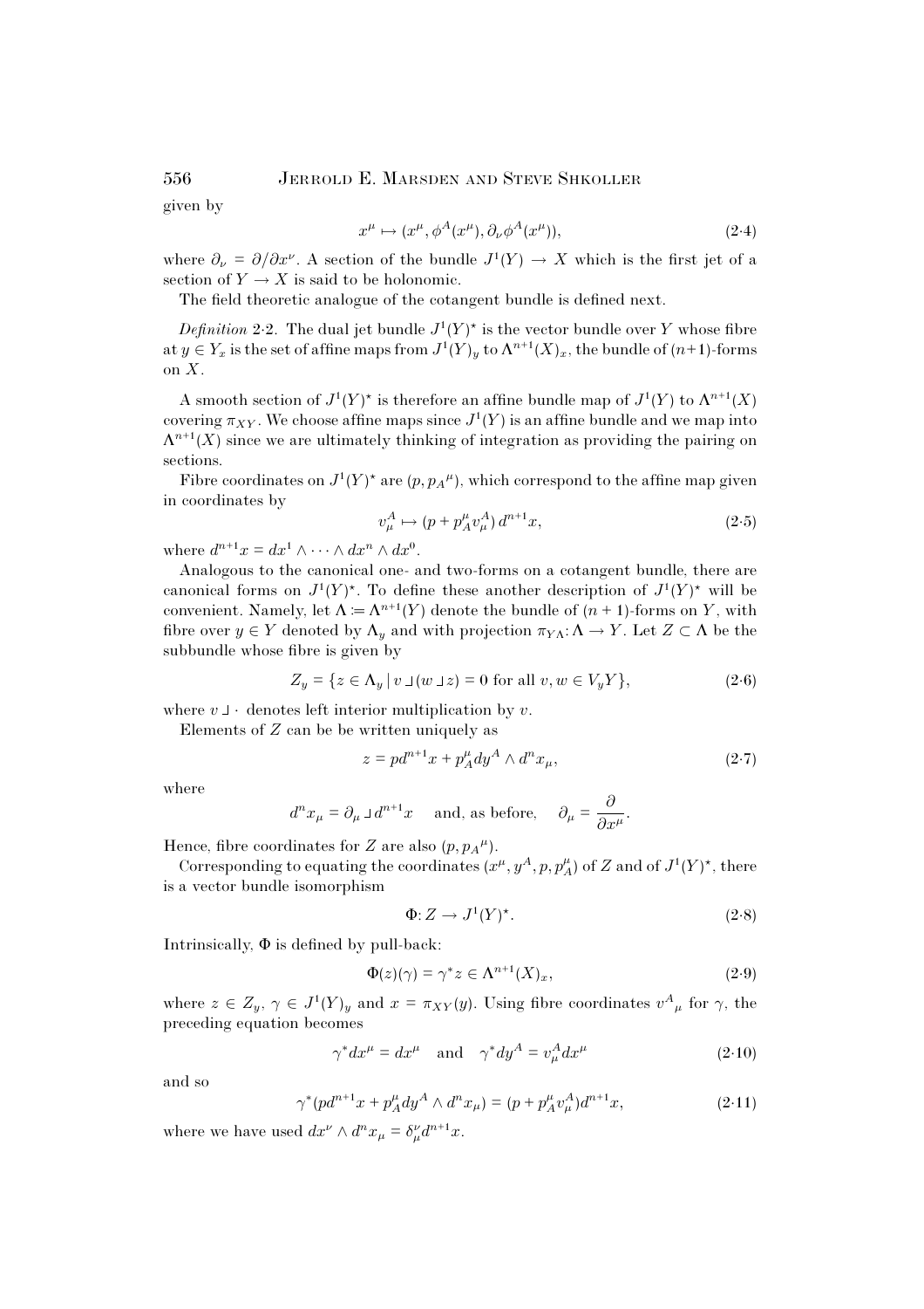given by

$$x^\mu \mapsto (x^\mu, \phi^A(x^\mu), \partial_\nu \phi^A(x^\mu)), \tag{2·4}$$

where $\partial_\nu = \partial/\partial x^\nu$. A section of the bundle $J^1(Y) \to X$ which is the first jet of a section of $Y \to X$ is said to be holonomic.

The field theoretic analogue of the cotangent bundle is defined next.

*Definition* 2·2. The dual jet bundle $J^1(Y)^\star$ is the vector bundle over $Y$ whose fibre at $y \in Y_x$ is the set of affine maps from $J^1(Y)_y$ to $\Lambda^{n+1}(X)_x$, the bundle of $(n+1)$-forms on $X$.

A smooth section of $J^1(Y)^\star$ is therefore an affine bundle map of $J^1(Y)$ to $\Lambda^{n+1}(X)$ covering $\pi_{XY}$. We choose affine maps since $J^1(Y)$ is an affine bundle and we map into $\Lambda^{n+1}(X)$ since we are ultimately thinking of integration as providing the pairing on sections.

Fibre coordinates on $J^1(Y)^\star$ are $(p, p_A{}^\mu)$, which correspond to the affine map given in coordinates by

$$v^A_\mu \mapsto (p + p^\mu_A v^A_\mu)\, d^{n+1}x, \tag{2·5}$$

where $d^{n+1}x = dx^1 \wedge \cdots \wedge dx^n \wedge dx^0$.

Analogous to the canonical one- and two-forms on a cotangent bundle, there are canonical forms on $J^1(Y)^\star$. To define these another description of $J^1(Y)^\star$ will be convenient. Namely, let $\Lambda := \Lambda^{n+1}(Y)$ denote the bundle of $(n+1)$-forms on $Y$, with fibre over $y \in Y$ denoted by $\Lambda_y$ and with projection $\pi_{Y\Lambda}\colon \Lambda \to Y$. Let $Z \subset \Lambda$ be the subbundle whose fibre is given by

$$Z_y = \{ z \in \Lambda_y \mid v \lrcorner (w \lrcorner z) = 0 \text{ for all } v, w \in V_y Y \}, \tag{2·6}$$

where $v \lrcorner \cdot$ denotes left interior multiplication by $v$.

Elements of $Z$ can be be written uniquely as

$$z = p d^{n+1}x + p^\mu_A dy^A \wedge d^n x_\mu, \tag{2·7}$$

where

$$d^n x_\mu = \partial_\mu \lrcorner d^{n+1}x \quad \text{and, as before,} \quad \partial_\mu = \frac{\partial}{\partial x^\mu}.$$

Hence, fibre coordinates for $Z$ are also $(p, p_A{}^\mu)$.

Corresponding to equating the coordinates $(x^\mu, y^A, p, p^\mu_A)$ of $Z$ and of $J^1(Y)^\star$, there is a vector bundle isomorphism

$$\Phi\colon Z \to J^1(Y)^\star. \tag{2·8}$$

Intrinsically, $\Phi$ is defined by pull-back:

$$\Phi(z)(\gamma) = \gamma^* z \in \Lambda^{n+1}(X)_x, \tag{2·9}$$

where $z \in Z_y$, $\gamma \in J^1(Y)_y$ and $x = \pi_{XY}(y)$. Using fibre coordinates $v^A{}_\mu$ for $\gamma$, the preceding equation becomes

$$\gamma^* dx^\mu = dx^\mu \quad \text{and} \quad \gamma^* dy^A = v^A_\mu dx^\mu \tag{2·10}$$

and so

$$\gamma^*(p d^{n+1}x + p^\mu_A dy^A \wedge d^n x_\mu) = (p + p^\mu_A v^A_\mu) d^{n+1}x, \tag{2·11}$$

where we have used $dx^\nu \wedge d^n x_\mu = \delta^\nu_\mu d^{n+1}x$.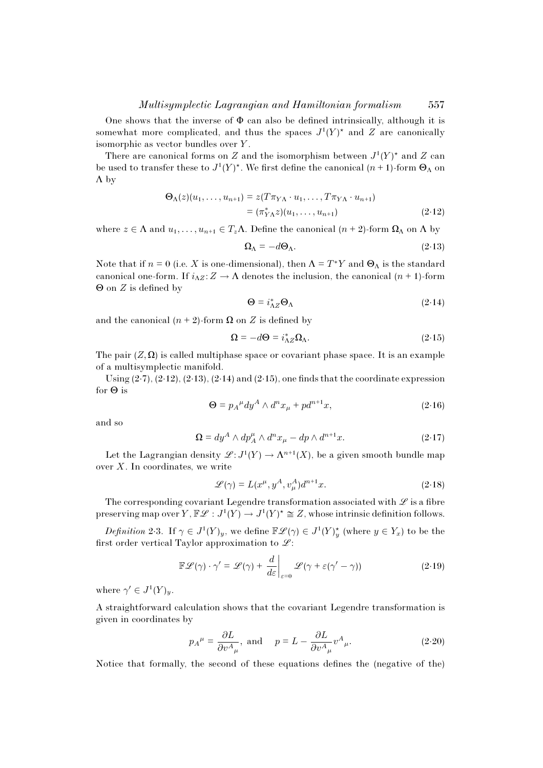One shows that the inverse of $\Phi$ can also be defined intrinsically, although it is somewhat more complicated, and thus the spaces $J^1(Y)^\star$ and $Z$ are canonically isomorphic as vector bundles over $Y$.

There are canonical forms on $Z$ and the isomorphism between $J^1(Y)^\star$ and $Z$ can be used to transfer these to $J^1(Y)^\star$. We first define the canonical $(n+1)$-form $\Theta_\Lambda$ on $\Lambda$ by

$$\begin{aligned}\Theta_\Lambda(z)(u_1,\ldots,u_{n+1}) &= z(T\pi_{Y\Lambda}\cdot u_1,\ldots,T\pi_{Y\Lambda}\cdot u_{n+1}) \\ &= (\pi^*_{Y\Lambda}z)(u_1,\ldots,u_{n+1})\end{aligned} \tag{2·12}$$

where $z \in \Lambda$ and $u_1,\ldots,u_{n+1} \in T_z\Lambda$. Define the canonical $(n+2)$-form $\Omega_\Lambda$ on $\Lambda$ by

$$\Omega_\Lambda = -d\Theta_\Lambda. \tag{2·13}$$

Note that if $n = 0$ (i.e. $X$ is one-dimensional), then $\Lambda = T^*Y$ and $\Theta_\Lambda$ is the standard canonical one-form. If $i_{\Lambda Z}\colon Z \to \Lambda$ denotes the inclusion, the canonical $(n+1)$-form $\Theta$ on $Z$ is defined by

$$\Theta = i^*_{\Lambda Z}\Theta_\Lambda \tag{2·14}$$

and the canonical $(n+2)$-form $\Omega$ on $Z$ is defined by

$$\Omega = -d\Theta = i^*_{\Lambda Z}\Omega_\Lambda. \tag{2·15}$$

The pair $(Z,\Omega)$ is called multiphase space or covariant phase space. It is an example of a multisymplectic manifold.

Using (2·7), (2·12), (2·13), (2·14) and (2·15), one finds that the coordinate expression for $\Theta$ is

$$\Theta = p_A{}^\mu dy^A \wedge d^n x_\mu + p d^{n+1}x, \tag{2·16}$$

and so

$$\Omega = dy^A \wedge dp^\mu_A \wedge d^n x_\mu - dp \wedge d^{n+1}x. \tag{2·17}$$

Let the Lagrangian density $\mathscr{L}\colon J^1(Y) \to \Lambda^{n+1}(X)$, be a given smooth bundle map over $X$. In coordinates, we write

$$\mathscr{L}(\gamma) = L(x^\mu, y^A, v^A_\mu)d^{n+1}x. \tag{2·18}$$

The corresponding covariant Legendre transformation associated with $\mathscr{L}$ is a fibre preserving map over $Y$, $\mathbb{F}\mathscr{L}\colon J^1(Y) \to J^1(Y)^\star \cong Z$, whose intrinsic definition follows.

*Definition* 2·3. If $\gamma \in J^1(Y)_y$, we define $\mathbb{F}\mathscr{L}(\gamma) \in J^1(Y)^\star_y$ (where $y \in Y_x$) to be the first order vertical Taylor approximation to $\mathscr{L}$:

$$\mathbb{F}\mathscr{L}(\gamma)\cdot\gamma' = \mathscr{L}(\gamma) + \left.\frac{d}{d\varepsilon}\right|_{\varepsilon=0}\mathscr{L}(\gamma + \varepsilon(\gamma' - \gamma)) \tag{2·19}$$

where $\gamma' \in J^1(Y)_y$.

A straightforward calculation shows that the covariant Legendre transformation is given in coordinates by

$$p_A{}^\mu = \frac{\partial L}{\partial v^A{}_\mu}, \text{ and } \quad p = L - \frac{\partial L}{\partial v^A{}_\mu}v^A{}_\mu. \tag{2·20}$$

Notice that formally, the second of these equations defines the (negative of the)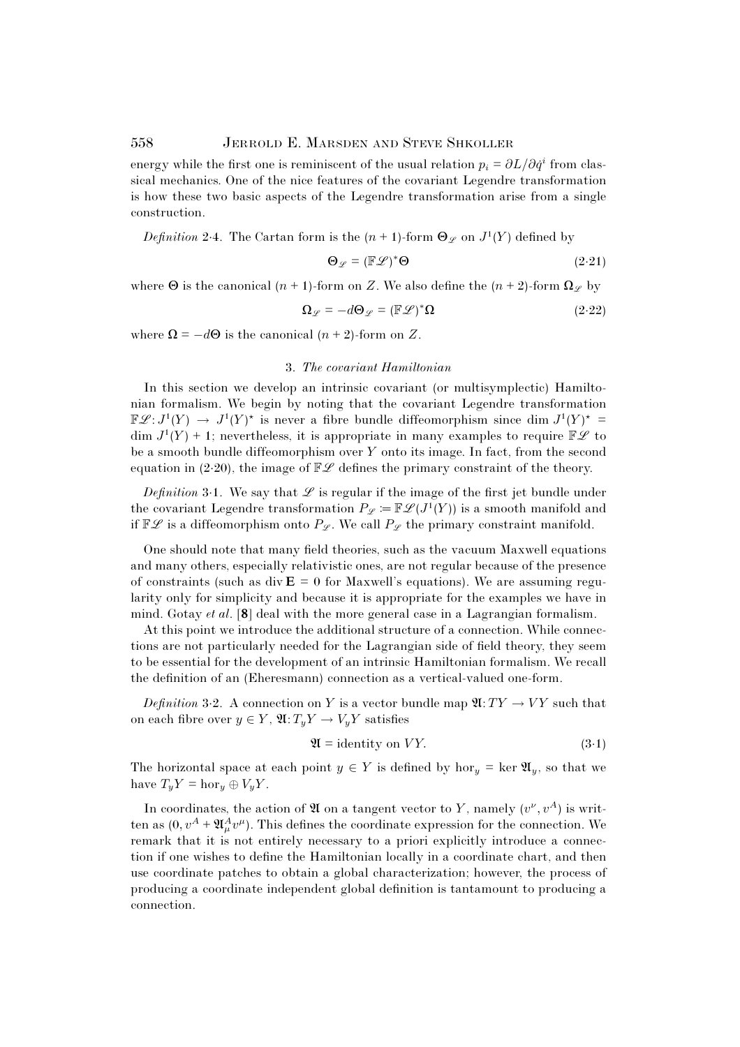energy while the first one is reminiscent of the usual relation $p_i = \partial L/\partial \dot{q}^i$ from classical mechanics. One of the nice features of the covariant Legendre transformation is how these two basic aspects of the Legendre transformation arise from a single construction.

*Definition* 2·4. The Cartan form is the $(n+1)$-form $\Theta_{\mathscr{L}}$ on $J^1(Y)$ defined by

$$\Theta_{\mathscr{L}} = (\mathbb{F}\mathscr{L})^* \Theta \tag{2·21}$$

where $\Theta$ is the canonical $(n+1)$-form on $Z$. We also define the $(n+2)$-form $\Omega_{\mathscr{L}}$ by

$$\Omega_{\mathscr{L}} = -d\Theta_{\mathscr{L}} = (\mathbb{F}\mathscr{L})^* \Omega \tag{2·22}$$

where $\Omega = -d\Theta$ is the canonical $(n+2)$-form on $Z$.

## 3. *The covariant Hamiltonian*

In this section we develop an intrinsic covariant (or multisymplectic) Hamiltonian formalism. We begin by noting that the covariant Legendre transformation $\mathbb{F}\mathscr{L}: J^1(Y) \to J^1(Y)^\star$ is never a fibre bundle diffeomorphism since $\dim J^1(Y)^\star = \dim J^1(Y) + 1$; nevertheless, it is appropriate in many examples to require $\mathbb{F}\mathscr{L}$ to be a smooth bundle diffeomorphism over $Y$ onto its image. In fact, from the second equation in (2·20), the image of $\mathbb{F}\mathscr{L}$ defines the primary constraint of the theory.

*Definition* 3·1. We say that $\mathscr{L}$ is regular if the image of the first jet bundle under the covariant Legendre transformation $P_{\mathscr{L}} := \mathbb{F}\mathscr{L}(J^1(Y))$ is a smooth manifold and if $\mathbb{F}\mathscr{L}$ is a diffeomorphism onto $P_{\mathscr{L}}$. We call $P_{\mathscr{L}}$ the primary constraint manifold.

One should note that many field theories, such as the vacuum Maxwell equations and many others, especially relativistic ones, are not regular because of the presence of constraints (such as $\operatorname{div} \mathbf{E} = 0$ for Maxwell's equations). We are assuming regularity only for simplicity and because it is appropriate for the examples we have in mind. Gotay *et al*. [**8**] deal with the more general case in a Lagrangian formalism.

At this point we introduce the additional structure of a connection. While connections are not particularly needed for the Lagrangian side of field theory, they seem to be essential for the development of an intrinsic Hamiltonian formalism. We recall the definition of an (Eheresmann) connection as a vertical-valued one-form.

*Definition* 3·2. A connection on $Y$ is a vector bundle map $\mathfrak{A}: TY \to VY$ such that on each fibre over $y \in Y$, $\mathfrak{A}: T_yY \to V_yY$ satisfies

$$\mathfrak{A} = \text{identity on } VY. \tag{3·1}$$

The horizontal space at each point $y \in Y$ is defined by $\text{hor}_y = \ker \mathfrak{A}_y$, so that we have $T_yY = \text{hor}_y \oplus V_yY$.

In coordinates, the action of $\mathfrak{A}$ on a tangent vector to $Y$, namely $(v^\nu, v^A)$ is written as $(0, v^A + \mathfrak{A}^A_\mu v^\mu)$. This defines the coordinate expression for the connection. We remark that it is not entirely necessary to a priori explicitly introduce a connection if one wishes to define the Hamiltonian locally in a coordinate chart, and then use coordinate patches to obtain a global characterization; however, the process of producing a coordinate independent global definition is tantamount to producing a connection.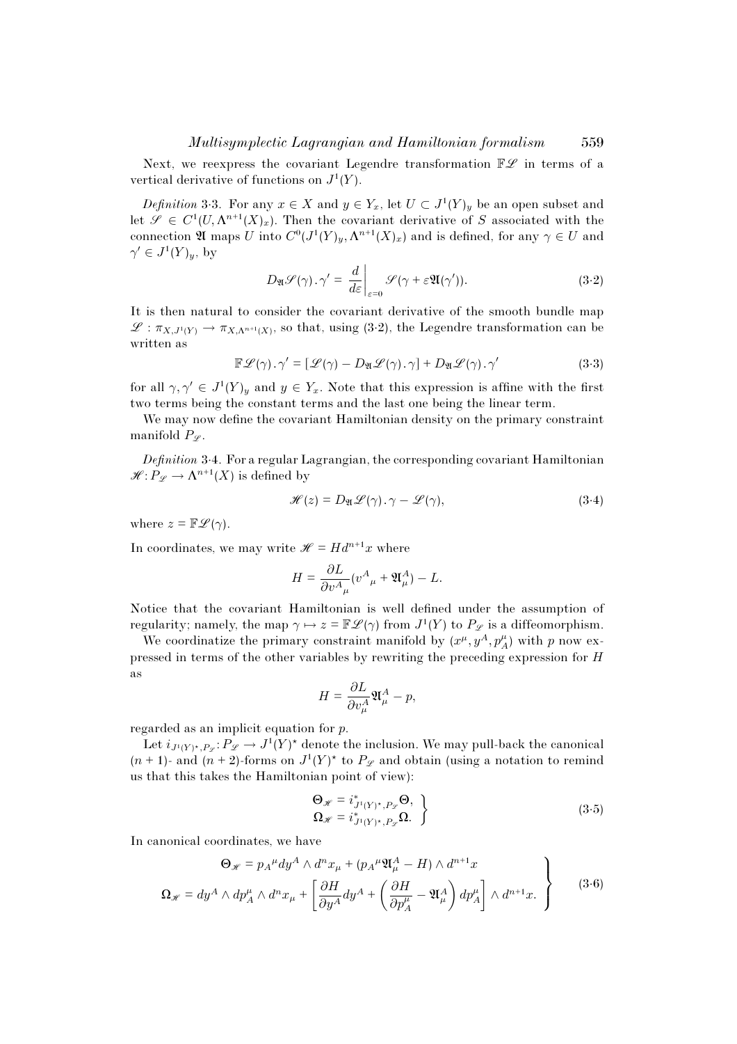Next, we reexpress the covariant Legendre transformation $\mathbb{F}\mathscr{L}$ in terms of a vertical derivative of functions on $J^1(Y)$.

*Definition* 3·3. For any $x \in X$ and $y \in Y_x$, let $U \subset J^1(Y)_y$ be an open subset and let $\mathscr{S} \in C^1(U, \Lambda^{n+1}(X)_x)$. Then the covariant derivative of $S$ associated with the connection $\mathfrak{A}$ maps $U$ into $C^0(J^1(Y)_y, \Lambda^{n+1}(X)_x)$ and is defined, for any $\gamma \in U$ and $\gamma' \in J^1(Y)_y$, by

$$D_{\mathfrak{A}}\mathscr{S}(\gamma) \,.\, \gamma' = \left.\frac{d}{d\varepsilon}\right|_{\varepsilon=0} \mathscr{S}(\gamma + \varepsilon\mathfrak{A}(\gamma')). \tag{3·2}$$

It is then natural to consider the covariant derivative of the smooth bundle map $\mathscr{L} : \pi_{X,J^1(Y)} \to \pi_{X,\Lambda^{n+1}(X)}$, so that, using (3·2), the Legendre transformation can be written as

$$\mathbb{F}\mathscr{L}(\gamma) \,.\, \gamma' = [\mathscr{L}(\gamma) - D_{\mathfrak{A}}\mathscr{L}(\gamma) \,.\, \gamma] + D_{\mathfrak{A}}\mathscr{L}(\gamma) \,.\, \gamma' \tag{3·3}$$

for all $\gamma, \gamma' \in J^1(Y)_y$ and $y \in Y_x$. Note that this expression is affine with the first two terms being the constant terms and the last one being the linear term.

We may now define the covariant Hamiltonian density on the primary constraint manifold $P_{\mathscr{L}}$.

*Definition* 3·4. For a regular Lagrangian, the corresponding covariant Hamiltonian $\mathscr{H} : P_{\mathscr{L}} \to \Lambda^{n+1}(X)$ is defined by

$$\mathscr{H}(z) = D_{\mathfrak{A}}\mathscr{L}(\gamma) \,.\, \gamma - \mathscr{L}(\gamma), \tag{3·4}$$

where $z = \mathbb{F}\mathscr{L}(\gamma)$.

In coordinates, we may write $\mathscr{H} = H d^{n+1}x$ where

$$H = \frac{\partial L}{\partial {v^A}_\mu}({v^A}_\mu + \mathfrak{A}^A_\mu) - L.$$

Notice that the covariant Hamiltonian is well defined under the assumption of regularity; namely, the map $\gamma \mapsto z = \mathbb{F}\mathscr{L}(\gamma)$ from $J^1(Y)$ to $P_{\mathscr{L}}$ is a diffeomorphism.

We coordinatize the primary constraint manifold by $(x^\mu, y^A, p^\mu_A)$ with $p$ now expressed in terms of the other variables by rewriting the preceding expression for $H$ as

$$H = \frac{\partial L}{\partial v^A_\mu}\mathfrak{A}^A_\mu - p,$$

regarded as an implicit equation for $p$.

Let $i_{J^1(Y)^\star, P_{\mathscr{L}}} : P_{\mathscr{L}} \to J^1(Y)^\star$ denote the inclusion. We may pull-back the canonical $(n+1)$- and $(n+2)$-forms on $J^1(Y)^\star$ to $P_{\mathscr{L}}$ and obtain (using a notation to remind us that this takes the Hamiltonian point of view):

$$\left.\begin{aligned} \mathbf{\Theta}_{\mathscr{H}} &= i^*_{J^1(Y)^\star, P_{\mathscr{L}}}\mathbf{\Theta}, \\ \mathbf{\Omega}_{\mathscr{H}} &= i^*_{J^1(Y)^\star, P_{\mathscr{L}}}\mathbf{\Omega}. \end{aligned}\right\} \tag{3·5}$$

In canonical coordinates, we have

$$\left.\begin{aligned} \mathbf{\Theta}_{\mathscr{H}} &= {p_A}^\mu dy^A \wedge d^n x_\mu + ({p_A}^\mu \mathfrak{A}^A_\mu - H) \wedge d^{n+1}x \\ \mathbf{\Omega}_{\mathscr{H}} &= dy^A \wedge dp^\mu_A \wedge d^n x_\mu + \left[\frac{\partial H}{\partial y^A}dy^A + \left(\frac{\partial H}{\partial p^\mu_A} - \mathfrak{A}^A_\mu\right)dp^\mu_A\right] \wedge d^{n+1}x. \end{aligned}\right\} \tag{3·6}$$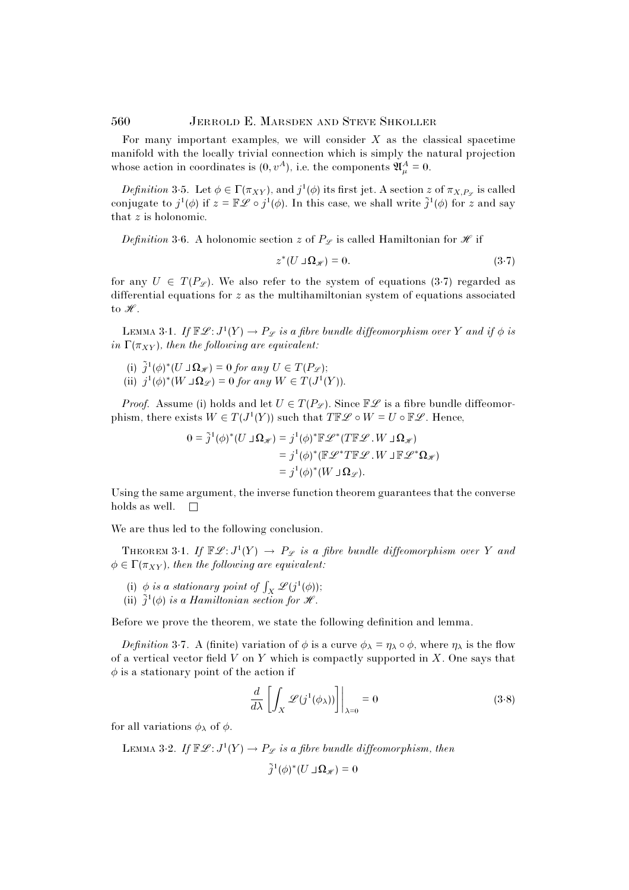For many important examples, we will consider $X$ as the classical spacetime manifold with the locally trivial connection which is simply the natural projection whose action in coordinates is $(0, v^A)$, i.e. the components $\mathfrak{A}^A_\mu = 0$.

*Definition* 3·5. Let $\phi \in \Gamma(\pi_{XY})$, and $j^1(\phi)$ its first jet. A section $z$ of $\pi_{X,P_{\mathscr{L}}}$ is called conjugate to $j^1(\phi)$ if $z = \mathbb{F}\mathscr{L} \circ j^1(\phi)$. In this case, we shall write $\tilde{j}^1(\phi)$ for $z$ and say that $z$ is holonomic.

*Definition* 3·6. A holonomic section $z$ of $P_{\mathscr{L}}$ is called Hamiltonian for $\mathscr{H}$ if

$$z^*(U \,\lrcorner\, \Omega_{\mathscr{H}}) = 0. \tag{3·7}$$

for any $U \in T(P_{\mathscr{L}})$. We also refer to the system of equations (3·7) regarded as differential equations for $z$ as the multihamiltonian system of equations associated to $\mathscr{H}$.

LEMMA 3·1. *If $\mathbb{F}\mathscr{L}: J^1(Y) \to P_{\mathscr{L}}$ is a fibre bundle diffeomorphism over $Y$ and if $\phi$ is in $\Gamma(\pi_{XY})$, then the following are equivalent:*

(i) *$\tilde{j}^1(\phi)^*(U \,\lrcorner\, \Omega_{\mathscr{H}}) = 0$ for any $U \in T(P_{\mathscr{L}})$;*
(ii) *$j^1(\phi)^*(W \,\lrcorner\, \Omega_{\mathscr{L}}) = 0$ for any $W \in T(J^1(Y))$.*

*Proof*. Assume (i) holds and let $U \in T(P_{\mathscr{L}})$. Since $\mathbb{F}\mathscr{L}$ is a fibre bundle diffeomorphism, there exists $W \in T(J^1(Y))$ such that $T\mathbb{F}\mathscr{L} \circ W = U \circ \mathbb{F}\mathscr{L}$. Hence,

$$\begin{aligned} 0 = \tilde{j}^1(\phi)^*(U \,\lrcorner\, \Omega_{\mathscr{H}}) &= j^1(\phi)^* \mathbb{F}\mathscr{L}^*(T\mathbb{F}\mathscr{L}\,.W \,\lrcorner\, \Omega_{\mathscr{H}}) \\ &= j^1(\phi)^*(\mathbb{F}\mathscr{L}^* T\mathbb{F}\mathscr{L}\,.W \,\lrcorner\, \mathbb{F}\mathscr{L}^*\Omega_{\mathscr{H}}) \\ &= j^1(\phi)^*(W \,\lrcorner\, \Omega_{\mathscr{L}}). \end{aligned}$$

Using the same argument, the inverse function theorem guarantees that the converse holds as well. □

We are thus led to the following conclusion.

THEOREM 3·1. *If $\mathbb{F}\mathscr{L}: J^1(Y) \to P_{\mathscr{L}}$ is a fibre bundle diffeomorphism over $Y$ and $\phi \in \Gamma(\pi_{XY})$, then the following are equivalent:*

(i) *$\phi$ is a stationary point of $\int_X \mathscr{L}(j^1(\phi))$;*
(ii) *$\tilde{j}^1(\phi)$ is a Hamiltonian section for $\mathscr{H}$.*

Before we prove the theorem, we state the following definition and lemma.

*Definition* 3·7. A (finite) variation of $\phi$ is a curve $\phi_\lambda = \eta_\lambda \circ \phi$, where $\eta_\lambda$ is the flow of a vertical vector field $V$ on $Y$ which is compactly supported in $X$. One says that $\phi$ is a stationary point of the action if

$$\frac{d}{d\lambda}\left[\int_X \mathscr{L}(j^1(\phi_\lambda))\right]\Bigg|_{\lambda=0} = 0 \tag{3·8}$$

for all variations $\phi_\lambda$ of $\phi$.

LEMMA 3·2. *If $\mathbb{F}\mathscr{L}: J^1(Y) \to P_{\mathscr{L}}$ is a fibre bundle diffeomorphism, then*

$$\tilde{j}^1(\phi)^*(U \,\lrcorner\, \Omega_{\mathscr{H}}) = 0$$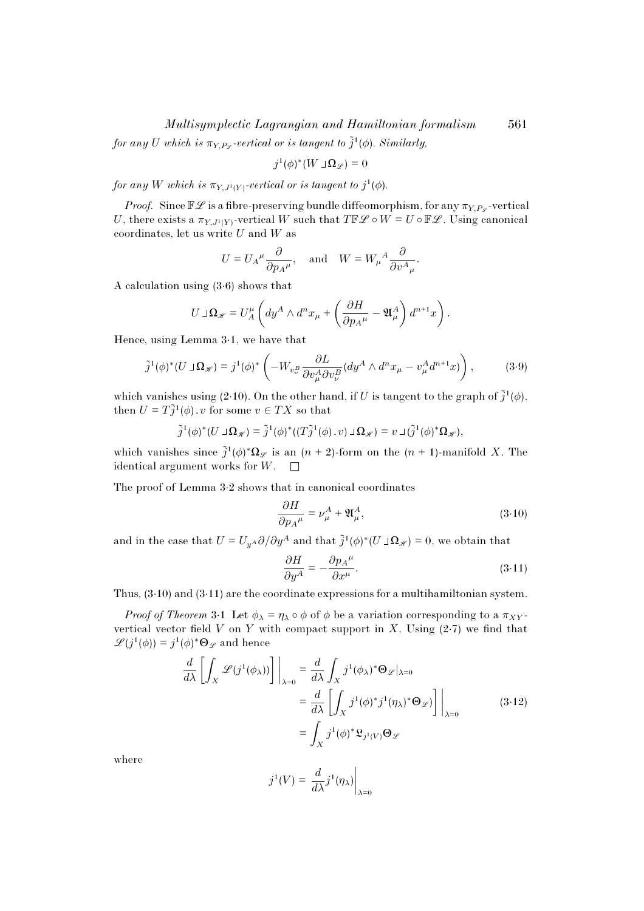*for any $U$ which is $\pi_{Y,P_{\mathscr{L}}}$-vertical or is tangent to $\tilde{j}^1(\phi)$. Similarly,*

$$j^1(\phi)^*(W \,\lrcorner\, \Omega_{\mathscr{L}}) = 0$$

*for any $W$ which is $\pi_{Y,J^1(Y)}$-vertical or is tangent to $j^1(\phi)$.*

*Proof.* Since $\mathbb{F}\mathscr{L}$ is a fibre-preserving bundle diffeomorphism, for any $\pi_{Y,P_{\mathscr{L}}}$-vertical $U$, there exists a $\pi_{Y,J^1(Y)}$-vertical $W$ such that $T\mathbb{F}\mathscr{L} \circ W = U \circ \mathbb{F}\mathscr{L}$. Using canonical coordinates, let us write $U$ and $W$ as

$$U = U_A{}^{\mu}\frac{\partial}{\partial p_A{}^{\mu}}, \quad \text{and} \quad W = W_{\mu}{}^{A}\frac{\partial}{\partial v^A{}_{\mu}}.$$

A calculation using (3·6) shows that

$$U \,\lrcorner\, \Omega_{\mathscr{H}} = U_A^{\mu}\left(dy^A \wedge d^n x_{\mu} + \left(\frac{\partial H}{\partial p_A{}^{\mu}} - \mathfrak{A}_{\mu}^A\right) d^{n+1}x\right).$$

Hence, using Lemma 3·1, we have that

$$\tilde{j}^1(\phi)^*(U \,\lrcorner\, \Omega_{\mathscr{H}}) = j^1(\phi)^*\left(-W_{v_{\nu}^B}\frac{\partial L}{\partial v_{\mu}^A \partial v_{\nu}^B}(dy^A \wedge d^n x_{\mu} - v_{\mu}^A d^{n+1}x)\right), \tag{3·9}$$

which vanishes using (2·10). On the other hand, if $U$ is tangent to the graph of $\tilde{j}^1(\phi)$, then $U = T\tilde{j}^1(\phi)\,.\,v$ for some $v \in TX$ so that

$$\tilde{j}^1(\phi)^*(U \,\lrcorner\, \Omega_{\mathscr{H}}) = \tilde{j}^1(\phi)^*((T\tilde{j}^1(\phi)\,.\,v) \,\lrcorner\, \Omega_{\mathscr{H}}) = v \,\lrcorner\, (\tilde{j}^1(\phi)^*\Omega_{\mathscr{H}}),$$

which vanishes since $\tilde{j}^1(\phi)^*\Omega_{\mathscr{L}}$ is an $(n+2)$-form on the $(n+1)$-manifold $X$. The identical argument works for $W$. $\square$

The proof of Lemma 3·2 shows that in canonical coordinates

$$\frac{\partial H}{\partial p_A{}^{\mu}} = \nu_{\mu}^A + \mathfrak{A}_{\mu}^A, \tag{3·10}$$

and in the case that $U = U_{y^A}\partial/\partial y^A$ and that $\tilde{j}^1(\phi)^*(U \,\lrcorner\, \Omega_{\mathscr{H}}) = 0$, we obtain that

$$\frac{\partial H}{\partial y^A} = -\frac{\partial p_A{}^{\mu}}{\partial x^{\mu}}. \tag{3·11}$$

Thus, (3·10) and (3·11) are the coordinate expressions for a multihamiltonian system.

*Proof of Theorem* 3·1 Let $\phi_{\lambda} = \eta_{\lambda} \circ \phi$ of $\phi$ be a variation corresponding to a $\pi_{XY}$-vertical vector field $V$ on $Y$ with compact support in $X$. Using (2·7) we find that $\mathscr{L}(j^1(\phi)) = j^1(\phi)^*\Theta_{\mathscr{L}}$ and hence

$$\begin{aligned}
\frac{d}{d\lambda}\left[\int_X \mathscr{L}(j^1(\phi_{\lambda}))\right]\Bigg|_{\lambda=0} &= \frac{d}{d\lambda}\int_X j^1(\phi_{\lambda})^*\Theta_{\mathscr{L}}|_{\lambda=0} \\
&= \frac{d}{d\lambda}\left[\int_X j^1(\phi)^* j^1(\eta_{\lambda})^*\Theta_{\mathscr{L}}\right]\Bigg|_{\lambda=0} \\
&= \int_X j^1(\phi)^*\mathfrak{L}_{j^1(V)}\Theta_{\mathscr{L}}
\end{aligned} \tag{3·12}$$

where

$$j^1(V) = \frac{d}{d\lambda}j^1(\eta_{\lambda})\Bigg|_{\lambda=0}$$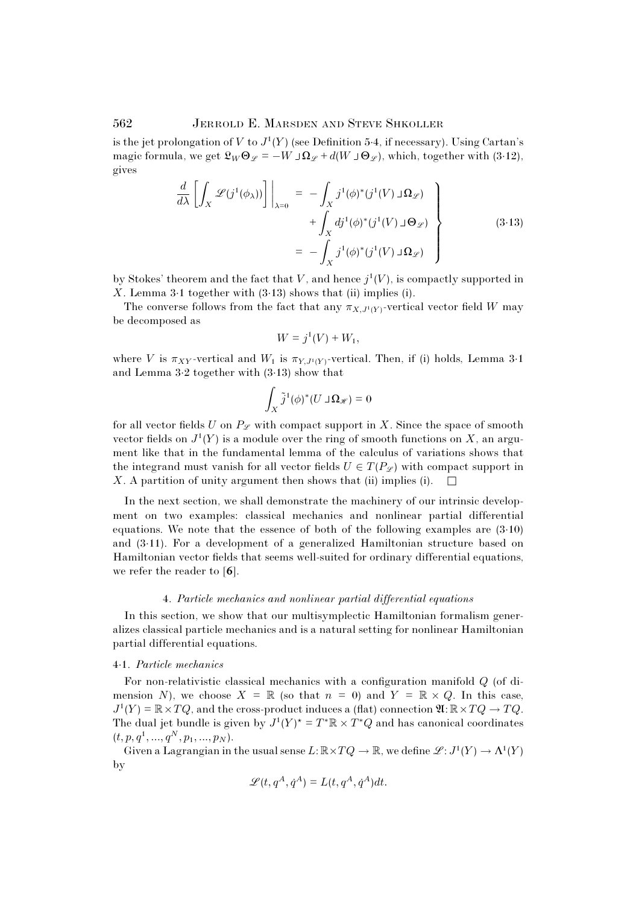is the jet prolongation of $V$ to $J^1(Y)$ (see Definition 5·4, if necessary). Using Cartan's magic formula, we get $\mathfrak{L}_W \Theta_{\mathscr{L}} = -W \,\lrcorner\, \Omega_{\mathscr{L}} + d(W \,\lrcorner\, \Theta_{\mathscr{L}})$, which, together with (3·12), gives

$$
\left.
\begin{aligned}
\frac{d}{d\lambda}\left[\int_X \mathscr{L}(j^1(\phi_\lambda))\right]\bigg|_{\lambda=0} &= -\int_X j^1(\phi)^*(j^1(V) \,\lrcorner\, \Omega_{\mathscr{L}}) \\
&\quad + \int_X dj^1(\phi)^*(j^1(V) \,\lrcorner\, \Theta_{\mathscr{L}}) \\
&= -\int_X j^1(\phi)^*(j^1(V) \,\lrcorner\, \Omega_{\mathscr{L}})
\end{aligned}
\right\}
\tag{3·13}
$$

by Stokes' theorem and the fact that $V$, and hence $j^1(V)$, is compactly supported in $X$. Lemma 3·1 together with (3·13) shows that (ii) implies (i).

The converse follows from the fact that any $\pi_{X,J^1(Y)}$-vertical vector field $W$ may be decomposed as

$$
W = j^1(V) + W_1,
$$

where $V$ is $\pi_{XY}$-vertical and $W_1$ is $\pi_{Y,J^1(Y)}$-vertical. Then, if (i) holds, Lemma 3·1 and Lemma 3·2 together with (3·13) show that

$$
\int_X \tilde{j}^1(\phi)^*(U \,\lrcorner\, \Omega_{\mathscr{H}}) = 0
$$

for all vector fields $U$ on $P_{\mathscr{L}}$ with compact support in $X$. Since the space of smooth vector fields on $J^1(Y)$ is a module over the ring of smooth functions on $X$, an argument like that in the fundamental lemma of the calculus of variations shows that the integrand must vanish for all vector fields $U \in T(P_{\mathscr{L}})$ with compact support in $X$. A partition of unity argument then shows that (ii) implies (i). $\square$

In the next section, we shall demonstrate the machinery of our intrinsic development on two examples: classical mechanics and nonlinear partial differential equations. We note that the essence of both of the following examples are (3·10) and (3·11). For a development of a generalized Hamiltonian structure based on Hamiltonian vector fields that seems well-suited for ordinary differential equations, we refer the reader to [**6**].

## 4. *Particle mechanics and nonlinear partial differential equations*

In this section, we show that our multisymplectic Hamiltonian formalism generalizes classical particle mechanics and is a natural setting for nonlinear Hamiltonian partial differential equations.

### 4·1. *Particle mechanics*

For non-relativistic classical mechanics with a configuration manifold $Q$ (of dimension $N$), we choose $X = \mathbb{R}$ (so that $n = 0$) and $Y = \mathbb{R} \times Q$. In this case, $J^1(Y) = \mathbb{R} \times TQ$, and the cross-product induces a (flat) connection $\mathfrak{A}: \mathbb{R} \times TQ \to TQ$. The dual jet bundle is given by $J^1(Y)^\star = T^*\mathbb{R} \times T^*Q$ and has canonical coordinates $(t, p, q^1, \ldots, q^N, p_1, \ldots, p_N)$.

Given a Lagrangian in the usual sense $L: \mathbb{R} \times TQ \to \mathbb{R}$, we define $\mathscr{L}: J^1(Y) \to \Lambda^1(Y)$ by

$$
\mathscr{L}(t, q^A, \dot{q}^A) = L(t, q^A, \dot{q}^A)dt.
$$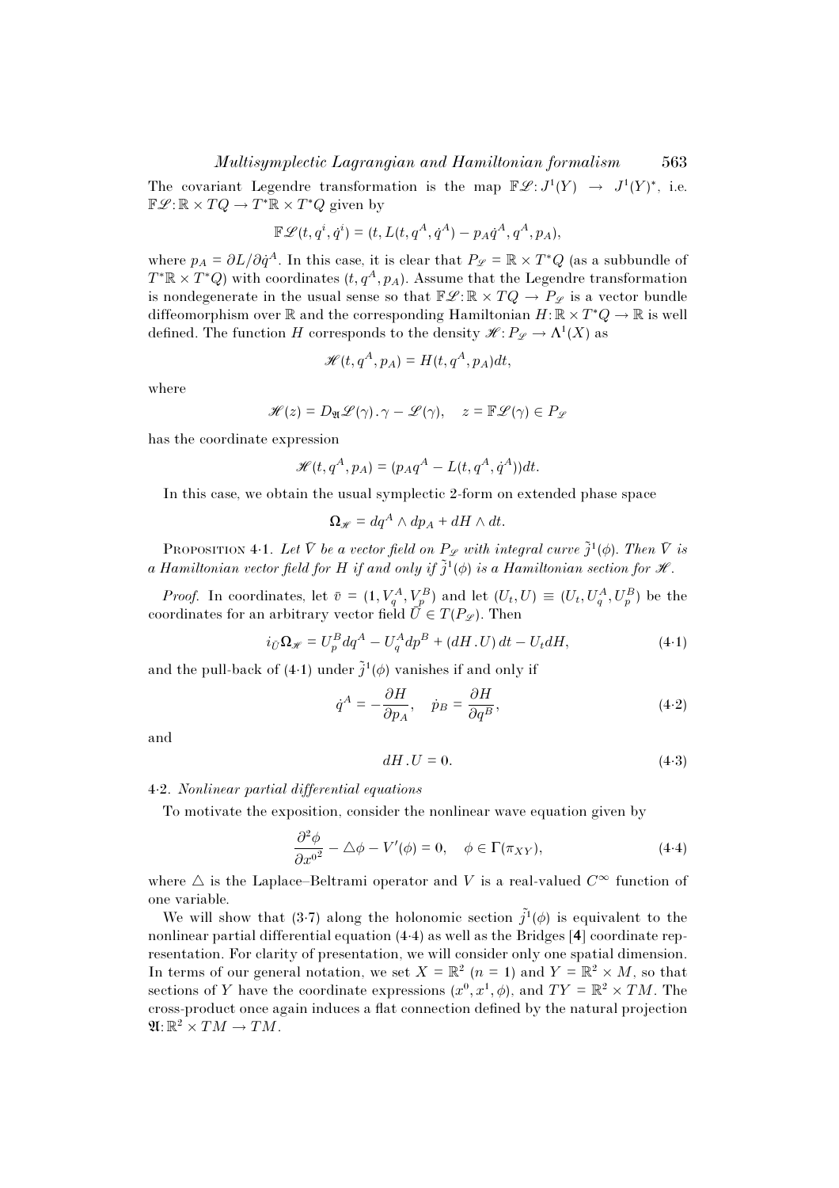The covariant Legendre transformation is the map $\mathbb{F}\mathscr{L}: J^1(Y) \to J^1(Y)^*$, i.e. $\mathbb{F}\mathscr{L}: \mathbb{R}\times TQ \to T^*\mathbb{R}\times T^*Q$ given by

$$\mathbb{F}\mathscr{L}(t, q^i, \dot{q}^i) = (t, L(t, q^A, \dot{q}^A) - p_A\dot{q}^A, q^A, p_A),$$

where $p_A = \partial L/\partial \dot{q}^A$. In this case, it is clear that $P_{\mathscr{L}} = \mathbb{R}\times T^*Q$ (as a subbundle of $T^*\mathbb{R}\times T^*Q$) with coordinates $(t, q^A, p_A)$. Assume that the Legendre transformation is nondegenerate in the usual sense so that $\mathbb{F}\mathscr{L}: \mathbb{R}\times TQ \to P_{\mathscr{L}}$ is a vector bundle diffeomorphism over $\mathbb{R}$ and the corresponding Hamiltonian $H: \mathbb{R}\times T^*Q \to \mathbb{R}$ is well defined. The function $H$ corresponds to the density $\mathscr{H}: P_{\mathscr{L}} \to \Lambda^1(X)$ as

$$\mathscr{H}(t, q^A, p_A) = H(t, q^A, p_A)dt,$$

where

$$\mathscr{H}(z) = D_{\mathfrak{A}}\mathscr{L}(\gamma)\,.\,\gamma - \mathscr{L}(\gamma), \quad z = \mathbb{F}\mathscr{L}(\gamma) \in P_{\mathscr{L}}$$

has the coordinate expression

$$\mathscr{H}(t, q^A, p_A) = (p_A q^A - L(t, q^A, \dot{q}^A))dt.$$

In this case, we obtain the usual symplectic 2-form on extended phase space

$$\mathbf{\Omega}_{\mathscr{H}} = dq^A \wedge dp_A + dH \wedge dt.$$

PROPOSITION 4·1. *Let $\bar{V}$ be a vector field on $P_{\mathscr{L}}$ with integral curve $\tilde{j}^1(\phi)$. Then $\bar{V}$ is a Hamiltonian vector field for $H$ if and only if $\tilde{j}^1(\phi)$ is a Hamiltonian section for $\mathscr{H}$.*

*Proof.* In coordinates, let $\bar{v} = (1, V_q^A, V_p^B)$ and let $(U_t, U) \equiv (U_t, U_q^A, U_p^B)$ be the coordinates for an arbitrary vector field $\bar{U} \in T(P_{\mathscr{L}})$. Then

$$i_{\bar{U}}\mathbf{\Omega}_{\mathscr{H}} = U_p^B dq^A - U_q^A dp^B + (dH\,.\,U)\,dt - U_t dH, \tag{4·1}$$

and the pull-back of (4·1) under $\tilde{j}^1(\phi)$ vanishes if and only if

$$\dot{q}^A = -\frac{\partial H}{\partial p_A}, \quad \dot{p}_B = \frac{\partial H}{\partial q^B}, \tag{4·2}$$

and

$$dH\,.\,U = 0. \tag{4·3}$$

### 4·2. *Nonlinear partial differential equations*

To motivate the exposition, consider the nonlinear wave equation given by

$$\frac{\partial^2\phi}{\partial x^{0 2}} - \triangle\phi - V'(\phi) = 0, \quad \phi \in \Gamma(\pi_{XY}), \tag{4·4}$$

where $\triangle$ is the Laplace–Beltrami operator and $V$ is a real-valued $C^\infty$ function of one variable.

We will show that (3·7) along the holonomic section $\tilde{j}^1(\phi)$ is equivalent to the nonlinear partial differential equation (4·4) as well as the Bridges [**4**] coordinate representation. For clarity of presentation, we will consider only one spatial dimension. In terms of our general notation, we set $X = \mathbb{R}^2$ ($n = 1$) and $Y = \mathbb{R}^2 \times M$, so that sections of $Y$ have the coordinate expressions $(x^0, x^1, \phi)$, and $TY = \mathbb{R}^2 \times TM$. The cross-product once again induces a flat connection defined by the natural projection $\mathfrak{A}: \mathbb{R}^2 \times TM \to TM$.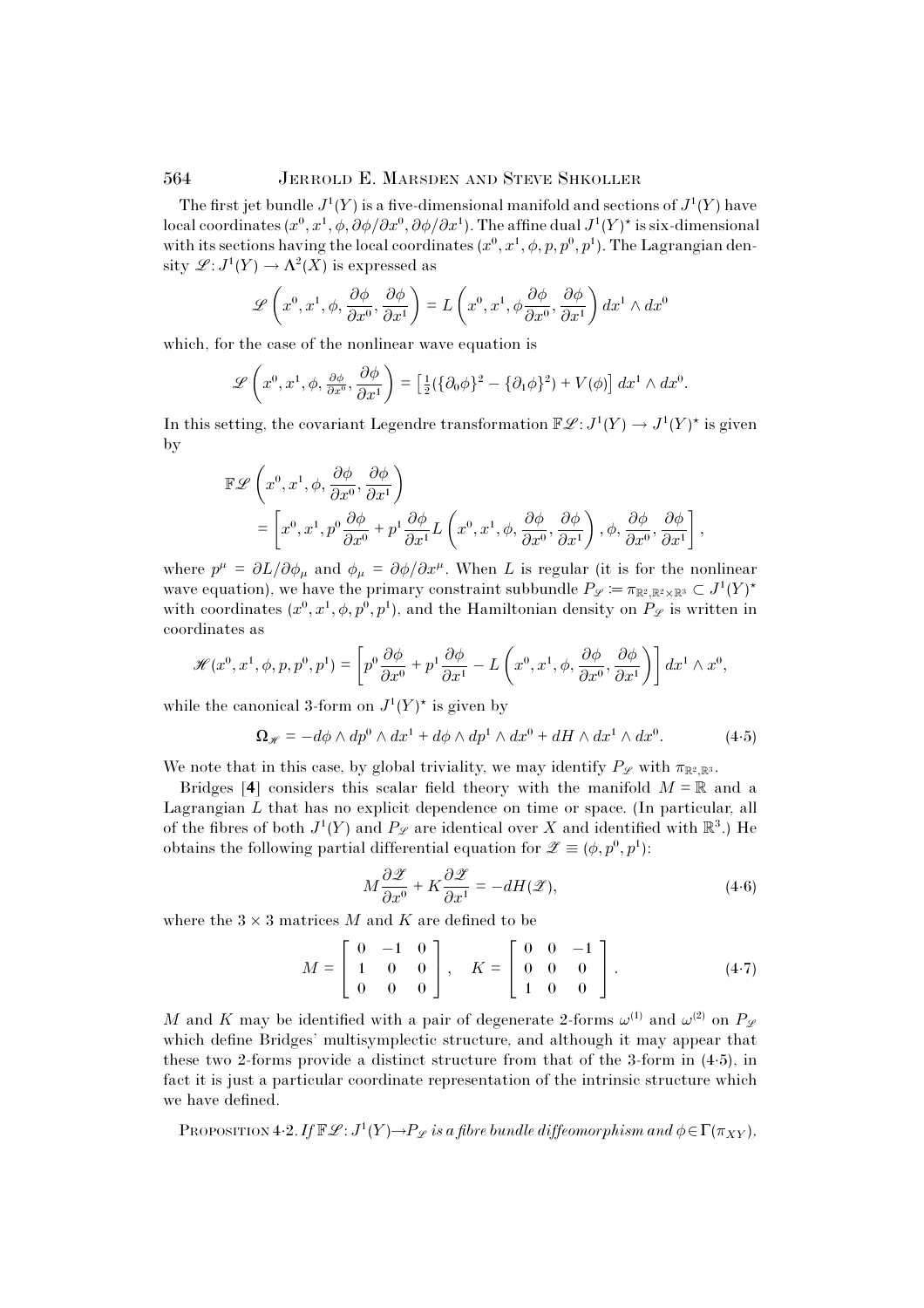The first jet bundle $J^1(Y)$ is a five-dimensional manifold and sections of $J^1(Y)$ have local coordinates $(x^0, x^1, \phi, \partial\phi/\partial x^0, \partial\phi/\partial x^1)$. The affine dual $J^1(Y)^\star$ is six-dimensional with its sections having the local coordinates $(x^0, x^1, \phi, p, p^0, p^1)$. The Lagrangian density $\mathscr{L}: J^1(Y) \to \Lambda^2(X)$ is expressed as

$$\mathscr{L}\left(x^0, x^1, \phi, \frac{\partial \phi}{\partial x^0}, \frac{\partial \phi}{\partial x^1}\right) = L\left(x^0, x^1, \phi \frac{\partial \phi}{\partial x^0}, \frac{\partial \phi}{\partial x^1}\right) dx^1 \wedge dx^0$$

which, for the case of the nonlinear wave equation is

$$\mathscr{L}\left(x^0, x^1, \phi, \tfrac{\partial \phi}{\partial x^0}, \frac{\partial \phi}{\partial x^1}\right) = \left[\tfrac{1}{2}(\{\partial_0 \phi\}^2 - \{\partial_1 \phi\}^2) + V(\phi)\right] dx^1 \wedge dx^0.$$

In this setting, the covariant Legendre transformation $\mathbb{F}\mathscr{L}: J^1(Y) \to J^1(Y)^\star$ is given by

$$\begin{aligned}
&\mathbb{F}\mathscr{L}\left(x^0, x^1, \phi, \frac{\partial \phi}{\partial x^0}, \frac{\partial \phi}{\partial x^1}\right) \\
&\quad = \left[x^0, x^1, p^0 \frac{\partial \phi}{\partial x^0} + p^1 \frac{\partial \phi}{\partial x^1} L\left(x^0, x^1, \phi, \frac{\partial \phi}{\partial x^0}, \frac{\partial \phi}{\partial x^1}\right), \phi, \frac{\partial \phi}{\partial x^0}, \frac{\partial \phi}{\partial x^1}\right],
\end{aligned}$$

where $p^\mu = \partial L/\partial \phi_\mu$ and $\phi_\mu = \partial \phi/\partial x^\mu$. When $L$ is regular (it is for the nonlinear wave equation), we have the primary constraint subbundle $P_{\mathscr{L}} := \pi_{\mathbb{R}^2, \mathbb{R}^2 \times \mathbb{R}^3} \subset J^1(Y)^\star$ with coordinates $(x^0, x^1, \phi, p^0, p^1)$, and the Hamiltonian density on $P_{\mathscr{L}}$ is written in coordinates as

$$\mathscr{H}(x^0, x^1, \phi, p, p^0, p^1) = \left[p^0 \frac{\partial \phi}{\partial x^0} + p^1 \frac{\partial \phi}{\partial x^1} - L\left(x^0, x^1, \phi, \frac{\partial \phi}{\partial x^0}, \frac{\partial \phi}{\partial x^1}\right)\right] dx^1 \wedge x^0,$$

while the canonical 3-form on $J^1(Y)^\star$ is given by

$$\mathbf{\Omega}_{\mathscr{H}} = -d\phi \wedge dp^0 \wedge dx^1 + d\phi \wedge dp^1 \wedge dx^0 + dH \wedge dx^1 \wedge dx^0. \tag{4·5}$$

We note that in this case, by global triviality, we may identify $P_{\mathscr{L}}$ with $\pi_{\mathbb{R}^2, \mathbb{R}^3}$.

Bridges [**4**] considers this scalar field theory with the manifold $M = \mathbb{R}$ and a Lagrangian $L$ that has no explicit dependence on time or space. (In particular, all of the fibres of both $J^1(Y)$ and $P_{\mathscr{L}}$ are identical over $X$ and identified with $\mathbb{R}^3$.) He obtains the following partial differential equation for $\mathscr{Z} \equiv (\phi, p^0, p^1)$:

$$M \frac{\partial \mathscr{Z}}{\partial x^0} + K \frac{\partial \mathscr{Z}}{\partial x^1} = -dH(\mathscr{Z}), \tag{4·6}$$

where the $3 \times 3$ matrices $M$ and $K$ are defined to be

$$M = \begin{bmatrix} 0 & -1 & 0 \\ 1 & 0 & 0 \\ 0 & 0 & 0 \end{bmatrix}, \quad K = \begin{bmatrix} 0 & 0 & -1 \\ 0 & 0 & 0 \\ 1 & 0 & 0 \end{bmatrix}. \tag{4·7}$$

$M$ and $K$ may be identified with a pair of degenerate 2-forms $\omega^{(1)}$ and $\omega^{(2)}$ on $P_{\mathscr{L}}$ which define Bridges' multisymplectic structure, and although it may appear that these two 2-forms provide a distinct structure from that of the 3-form in (4·5), in fact it is just a particular coordinate representation of the intrinsic structure which we have defined.

Proposition 4·2. *If $\mathbb{F}\mathscr{L}: J^1(Y) \to P_{\mathscr{L}}$ is a fibre bundle diffeomorphism and $\phi \in \Gamma(\pi_{XY})$,*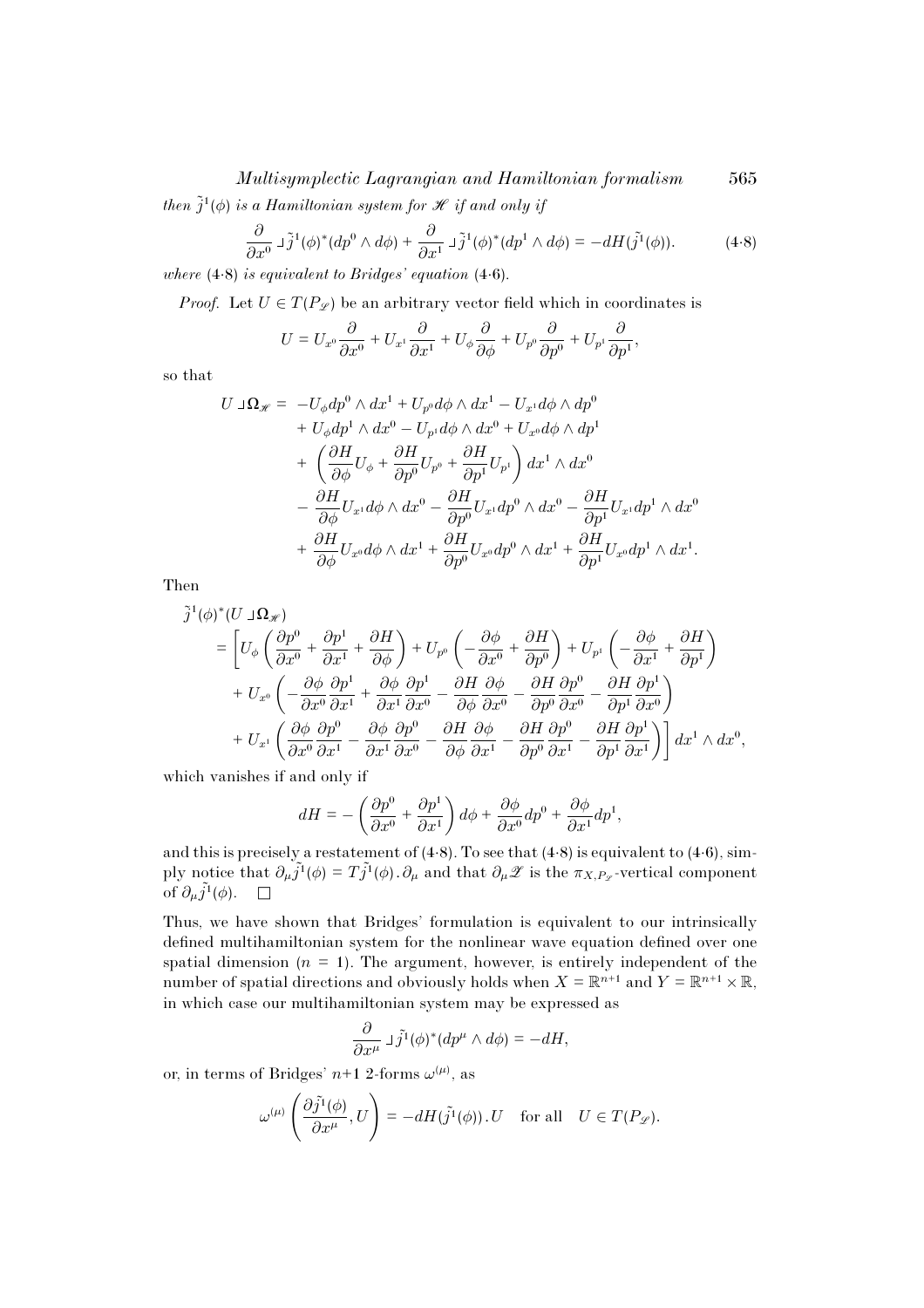*then* $\tilde{j}^1(\phi)$ *is a Hamiltonian system for* $\mathscr{H}$ *if and only if*

$$\frac{\partial}{\partial x^0} \lrcorner \tilde{j}^1(\phi)^*(dp^0 \wedge d\phi) + \frac{\partial}{\partial x^1} \lrcorner \tilde{j}^1(\phi)^*(dp^1 \wedge d\phi) = -dH(\tilde{j}^1(\phi)). \tag{4·8}$$

*where* (4·8) *is equivalent to Bridges' equation* (4·6).

*Proof.* Let $U \in T(P_{\mathscr{L}})$ be an arbitrary vector field which in coordinates is

$$U = U_{x^0}\frac{\partial}{\partial x^0} + U_{x^1}\frac{\partial}{\partial x^1} + U_\phi \frac{\partial}{\partial \phi} + U_{p^0}\frac{\partial}{\partial p^0} + U_{p^1}\frac{\partial}{\partial p^1},$$

so that

$$\begin{aligned}
U \lrcorner \Omega_{\mathscr{H}} = \; & -U_\phi dp^0 \wedge dx^1 + U_{p^0} d\phi \wedge dx^1 - U_{x^1} d\phi \wedge dp^0 \\
& + U_\phi dp^1 \wedge dx^0 - U_{p^1} d\phi \wedge dx^0 + U_{x^0} d\phi \wedge dp^1 \\
& + \left( \frac{\partial H}{\partial \phi} U_\phi + \frac{\partial H}{\partial p^0} U_{p^0} + \frac{\partial H}{\partial p^1} U_{p^1} \right) dx^1 \wedge dx^0 \\
& - \frac{\partial H}{\partial \phi} U_{x^1} d\phi \wedge dx^0 - \frac{\partial H}{\partial p^0} U_{x^1} dp^0 \wedge dx^0 - \frac{\partial H}{\partial p^1} U_{x^1} dp^1 \wedge dx^0 \\
& + \frac{\partial H}{\partial \phi} U_{x^0} d\phi \wedge dx^1 + \frac{\partial H}{\partial p^0} U_{x^0} dp^0 \wedge dx^1 + \frac{\partial H}{\partial p^1} U_{x^0} dp^1 \wedge dx^1.
\end{aligned}$$

Then

$$\begin{aligned}
& \tilde{j}^1(\phi)^*(U \lrcorner \Omega_{\mathscr{H}}) \\
& = \Bigg[ U_\phi \left( \frac{\partial p^0}{\partial x^0} + \frac{\partial p^1}{\partial x^1} + \frac{\partial H}{\partial \phi} \right) + U_{p^0} \left( -\frac{\partial \phi}{\partial x^0} + \frac{\partial H}{\partial p^0} \right) + U_{p^1} \left( -\frac{\partial \phi}{\partial x^1} + \frac{\partial H}{\partial p^1} \right) \\
& \quad + U_{x^0} \left( -\frac{\partial \phi}{\partial x^0}\frac{\partial p^1}{\partial x^1} + \frac{\partial \phi}{\partial x^1}\frac{\partial p^1}{\partial x^0} - \frac{\partial H}{\partial \phi}\frac{\partial \phi}{\partial x^0} - \frac{\partial H}{\partial p^0}\frac{\partial p^0}{\partial x^0} - \frac{\partial H}{\partial p^1}\frac{\partial p^1}{\partial x^0} \right) \\
& \quad + U_{x^1} \left( \frac{\partial \phi}{\partial x^0}\frac{\partial p^0}{\partial x^1} - \frac{\partial \phi}{\partial x^1}\frac{\partial p^0}{\partial x^0} - \frac{\partial H}{\partial \phi}\frac{\partial \phi}{\partial x^1} - \frac{\partial H}{\partial p^0}\frac{\partial p^0}{\partial x^1} - \frac{\partial H}{\partial p^1}\frac{\partial p^1}{\partial x^1} \right) \Bigg] dx^1 \wedge dx^0,
\end{aligned}$$

which vanishes if and only if

$$dH = -\left( \frac{\partial p^0}{\partial x^0} + \frac{\partial p^1}{\partial x^1} \right) d\phi + \frac{\partial \phi}{\partial x^0} dp^0 + \frac{\partial \phi}{\partial x^1} dp^1,$$

and this is precisely a restatement of (4·8). To see that (4·8) is equivalent to (4·6), simply notice that $\partial_\mu \tilde{j}^1(\phi) = T\tilde{j}^1(\phi) . \partial_\mu$ and that $\partial_\mu \mathscr{Z}$ is the $\pi_{X,P_{\mathscr{L}}}$-vertical component of $\partial_\mu \tilde{j}^1(\phi)$. □

Thus, we have shown that Bridges' formulation is equivalent to our intrinsically defined multihamiltonian system for the nonlinear wave equation defined over one spatial dimension ($n = 1$). The argument, however, is entirely independent of the number of spatial directions and obviously holds when $X = \mathbb{R}^{n+1}$ and $Y = \mathbb{R}^{n+1} \times \mathbb{R}$, in which case our multihamiltonian system may be expressed as

$$\frac{\partial}{\partial x^\mu} \lrcorner \tilde{j}^1(\phi)^*(dp^\mu \wedge d\phi) = -dH,$$

or, in terms of Bridges' $n+1$ 2-forms $\omega^{(\mu)}$, as

$$\omega^{(\mu)} \left( \frac{\partial \tilde{j}^1(\phi)}{\partial x^\mu}, U \right) = -dH(\tilde{j}^1(\phi)) . U \quad \text{for all} \quad U \in T(P_{\mathscr{L}}).$$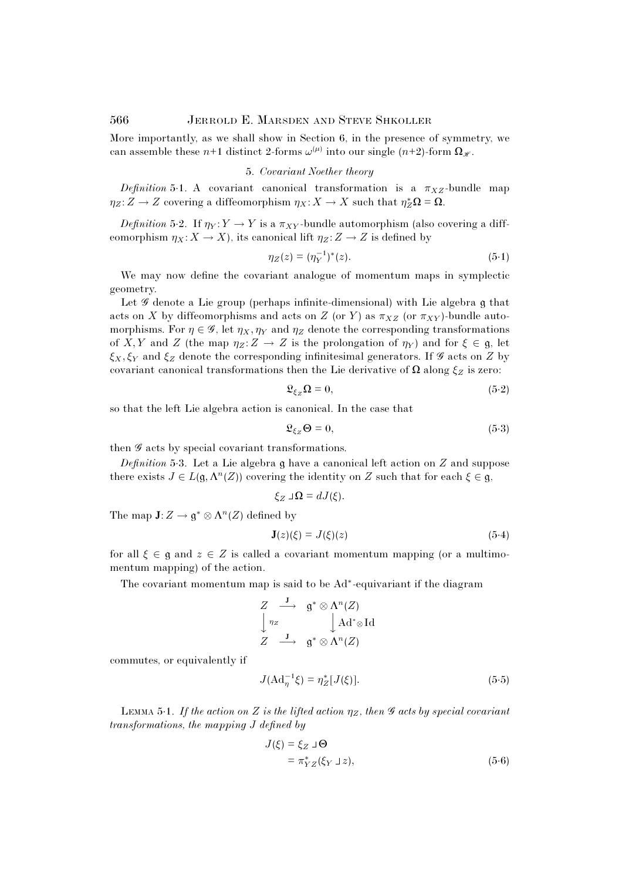More importantly, as we shall show in Section 6, in the presence of symmetry, we can assemble these $n+1$ distinct 2-forms $\omega^{(\mu)}$ into our single $(n+2)$-form $\mathbf{\Omega}_{\mathscr{H}}$.

## 5. *Covariant Noether theory*

*Definition* 5·1. A covariant canonical transformation is a $\pi_{XZ}$-bundle map $\eta_Z: Z \to Z$ covering a diffeomorphism $\eta_X: X \to X$ such that $\eta_Z^* \mathbf{\Omega} = \mathbf{\Omega}$.

*Definition* 5·2. If $\eta_Y: Y \to Y$ is a $\pi_{XY}$-bundle automorphism (also covering a diffeomorphism $\eta_X: X \to X$), its canonical lift $\eta_Z: Z \to Z$ is defined by

$$\eta_Z(z) = (\eta_Y^{-1})^*(z). \tag{5·1}$$

We may now define the covariant analogue of momentum maps in symplectic geometry.

Let $\mathscr{G}$ denote a Lie group (perhaps infinite-dimensional) with Lie algebra $\mathfrak{g}$ that acts on $X$ by diffeomorphisms and acts on $Z$ (or $Y$) as $\pi_{XZ}$ (or $\pi_{XY}$)-bundle automorphisms. For $\eta \in \mathscr{G}$, let $\eta_X, \eta_Y$ and $\eta_Z$ denote the corresponding transformations of $X, Y$ and $Z$ (the map $\eta_Z: Z \to Z$ is the prolongation of $\eta_Y$) and for $\xi \in \mathfrak{g}$, let $\xi_X, \xi_Y$ and $\xi_Z$ denote the corresponding infinitesimal generators. If $\mathscr{G}$ acts on $Z$ by covariant canonical transformations then the Lie derivative of $\mathbf{\Omega}$ along $\xi_Z$ is zero:

$$\mathfrak{L}_{\xi_Z} \mathbf{\Omega} = 0, \tag{5·2}$$

so that the left Lie algebra action is canonical. In the case that

$$\mathfrak{L}_{\xi_Z} \mathbf{\Theta} = 0, \tag{5·3}$$

then $\mathscr{G}$ acts by special covariant transformations.

*Definition* 5·3. Let a Lie algebra $\mathfrak{g}$ have a canonical left action on $Z$ and suppose there exists $J \in L(\mathfrak{g}, \Lambda^n(Z))$ covering the identity on $Z$ such that for each $\xi \in \mathfrak{g}$,

$$\xi_Z \lrcorner \mathbf{\Omega} = dJ(\xi).$$

The map $\mathbf{J}: Z \to \mathfrak{g}^* \otimes \Lambda^n(Z)$ defined by

$$\mathbf{J}(z)(\xi) = J(\xi)(z) \tag{5·4}$$

for all $\xi \in \mathfrak{g}$ and $z \in Z$ is called a covariant momentum mapping (or a multimomentum mapping) of the action.

The covariant momentum map is said to be $\mathrm{Ad}^*$-equivariant if the diagram

$$\begin{array}{ccc} Z & \xrightarrow{\ \mathbf{J}\ } & \mathfrak{g}^* \otimes \Lambda^n(Z) \\ \Big\downarrow {\scriptstyle \eta_Z} & & \Big\downarrow {\scriptstyle \mathrm{Ad}^* \otimes \mathrm{Id}} \\ Z & \xrightarrow{\ \mathbf{J}\ } & \mathfrak{g}^* \otimes \Lambda^n(Z) \end{array}$$

commutes, or equivalently if

$$J(\mathrm{Ad}_\eta^{-1} \xi) = \eta_Z^*[J(\xi)]. \tag{5·5}$$

Lemma 5·1. *If the action on $Z$ is the lifted action $\eta_Z$, then $\mathscr{G}$ acts by special covariant transformations, the mapping $J$ defined by*

$$\begin{aligned} J(\xi) &= \xi_Z \lrcorner \mathbf{\Theta} \\ &= \pi_{YZ}^*(\xi_Y \lrcorner z), \end{aligned} \tag{5·6}$$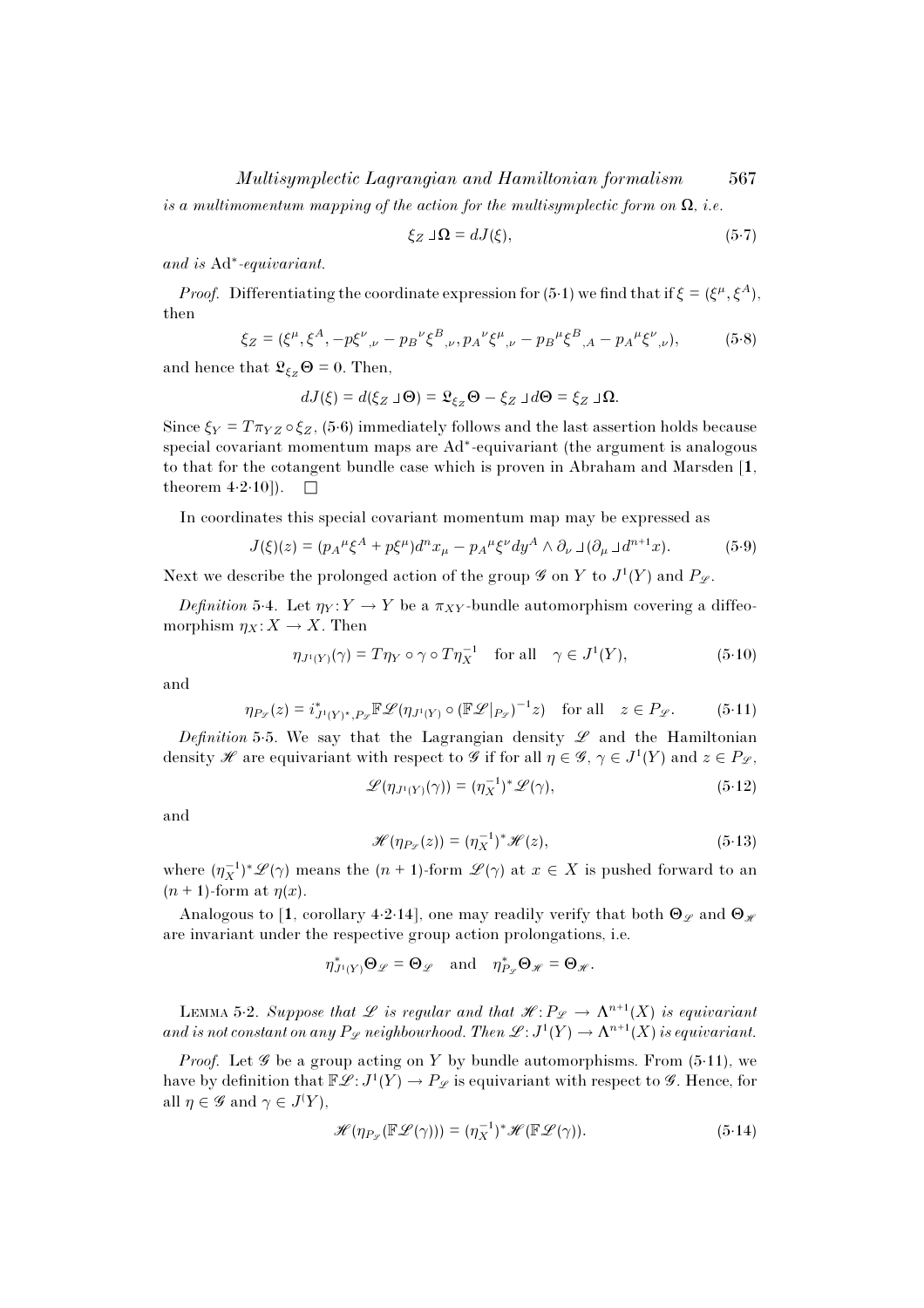*is a multimomentum mapping of the action for the multisymplectic form on* $\mathbf{\Omega}$, *i.e.*

$$\xi_Z \lrcorner \mathbf{\Omega} = dJ(\xi), \tag{5·7}$$

*and is* $\mathrm{Ad}^*$*-equivariant.*

*Proof.* Differentiating the coordinate expression for (5·1) we find that if $\xi = (\xi^\mu, \xi^A)$, then

$$\xi_Z = (\xi^\mu, \xi^A, -p\xi^\nu{}_{,\nu} - p_B{}^\nu \xi^B{}_{,\nu}, p_A{}^\nu \xi^\mu{}_{,\nu} - p_B{}^\mu \xi^B{}_{,A} - p_A{}^\mu \xi^\nu{}_{,\nu}), \tag{5·8}$$

and hence that $\mathfrak{L}_{\xi_Z}\mathbf{\Theta} = 0$. Then,

$$dJ(\xi) = d(\xi_Z \lrcorner \mathbf{\Theta}) = \mathfrak{L}_{\xi_Z}\mathbf{\Theta} - \xi_Z \lrcorner d\mathbf{\Theta} = \xi_Z \lrcorner \mathbf{\Omega}.$$

Since $\xi_Y = T\pi_{YZ} \circ \xi_Z$, (5·6) immediately follows and the last assertion holds because special covariant momentum maps are $\mathrm{Ad}^*$-equivariant (the argument is analogous to that for the cotangent bundle case which is proven in Abraham and Marsden [**1**, theorem 4·2·10]). $\square$

In coordinates this special covariant momentum map may be expressed as

$$J(\xi)(z) = (p_A{}^\mu \xi^A + p\xi^\mu)d^n x_\mu - p_A{}^\mu \xi^\nu dy^A \wedge \partial_\nu \lrcorner (\partial_\mu \lrcorner d^{n+1}x). \tag{5·9}$$

Next we describe the prolonged action of the group $\mathscr{G}$ on $Y$ to $J^1(Y)$ and $P_{\mathscr{L}}$.

*Definition* 5·4. Let $\eta_Y : Y \to Y$ be a $\pi_{XY}$-bundle automorphism covering a diffeomorphism $\eta_X : X \to X$. Then

$$\eta_{J^1(Y)}(\gamma) = T\eta_Y \circ \gamma \circ T\eta_X^{-1} \quad \text{for all} \quad \gamma \in J^1(Y), \tag{5·10}$$

and

$$\eta_{P_{\mathscr{L}}}(z) = i^*_{J^1(Y)^*, P_{\mathscr{L}}} \mathbb{F}\mathscr{L}(\eta_{J^1(Y)} \circ (\mathbb{F}\mathscr{L}|_{P_{\mathscr{L}}})^{-1} z) \quad \text{for all} \quad z \in P_{\mathscr{L}}. \tag{5·11}$$

*Definition* 5·5. We say that the Lagrangian density $\mathscr{L}$ and the Hamiltonian density $\mathscr{H}$ are equivariant with respect to $\mathscr{G}$ if for all $\eta \in \mathscr{G}$, $\gamma \in J^1(Y)$ and $z \in P_{\mathscr{L}}$,

$$\mathscr{L}(\eta_{J^1(Y)}(\gamma)) = (\eta_X^{-1})^* \mathscr{L}(\gamma), \tag{5·12}$$

and

$$\mathscr{H}(\eta_{P_{\mathscr{L}}}(z)) = (\eta_X^{-1})^* \mathscr{H}(z), \tag{5·13}$$

where $(\eta_X^{-1})^* \mathscr{L}(\gamma)$ means the $(n+1)$-form $\mathscr{L}(\gamma)$ at $x \in X$ is pushed forward to an $(n+1)$-form at $\eta(x)$.

Analogous to [**1**, corollary 4·2·14], one may readily verify that both $\mathbf{\Theta}_{\mathscr{L}}$ and $\mathbf{\Theta}_{\mathscr{H}}$ are invariant under the respective group action prolongations, i.e.

$$\eta^*_{J^1(Y)} \mathbf{\Theta}_{\mathscr{L}} = \mathbf{\Theta}_{\mathscr{L}} \quad \text{and} \quad \eta^*_{P_{\mathscr{L}}} \mathbf{\Theta}_{\mathscr{H}} = \mathbf{\Theta}_{\mathscr{H}}.$$

LEMMA 5·2. *Suppose that* $\mathscr{L}$ *is regular and that* $\mathscr{H} : P_{\mathscr{L}} \to \Lambda^{n+1}(X)$ *is equivariant and is not constant on any* $P_{\mathscr{L}}$ *neighbourhood. Then* $\mathscr{L} : J^1(Y) \to \Lambda^{n+1}(X)$ *is equivariant.*

*Proof.* Let $\mathscr{G}$ be a group acting on $Y$ by bundle automorphisms. From (5·11), we have by definition that $\mathbb{F}\mathscr{L} : J^1(Y) \to P_{\mathscr{L}}$ is equivariant with respect to $\mathscr{G}$. Hence, for all $\eta \in \mathscr{G}$ and $\gamma \in J^{\prime}(Y)$,

$$\mathscr{H}(\eta_{P_{\mathscr{L}}}(\mathbb{F}\mathscr{L}(\gamma))) = (\eta_X^{-1})^* \mathscr{H}(\mathbb{F}\mathscr{L}(\gamma)). \tag{5·14}$$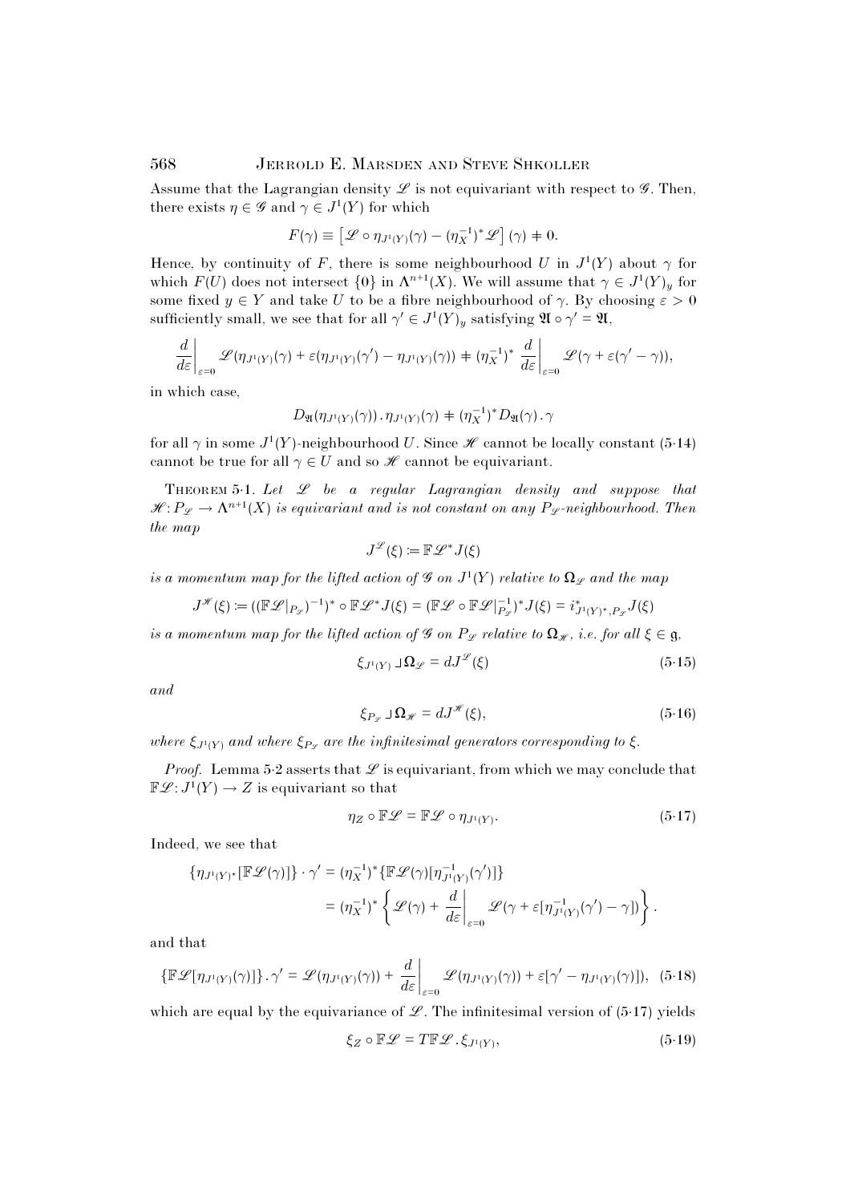Assume that the Lagrangian density $\mathscr{L}$ is not equivariant with respect to $\mathscr{G}$. Then, there exists $\eta \in \mathscr{G}$ and $\gamma \in J^1(Y)$ for which

$$F(\gamma) \equiv \left[\mathscr{L} \circ \eta_{J^1(Y)}(\gamma) - (\eta_X^{-1})^* \mathscr{L}\right](\gamma) \neq 0.$$

Hence, by continuity of $F$, there is some neighbourhood $U$ in $J^1(Y)$ about $\gamma$ for which $F(U)$ does not intersect $\{0\}$ in $\Lambda^{n+1}(X)$. We will assume that $\gamma \in J^1(Y)_y$ for some fixed $y \in Y$ and take $U$ to be a fibre neighbourhood of $\gamma$. By choosing $\varepsilon > 0$ sufficiently small, we see that for all $\gamma' \in J^1(Y)_y$ satisfying $\mathfrak{A} \circ \gamma' = \mathfrak{A}$,

$$\left.\frac{d}{d\varepsilon}\right|_{\varepsilon=0} \mathscr{L}(\eta_{J^1(Y)}(\gamma) + \varepsilon(\eta_{J^1(Y)}(\gamma') - \eta_{J^1(Y)}(\gamma)) \neq (\eta_X^{-1})^* \left.\frac{d}{d\varepsilon}\right|_{\varepsilon=0} \mathscr{L}(\gamma + \varepsilon(\gamma' - \gamma)),$$

in which case,

$$D_{\mathfrak{A}}(\eta_{J^1(Y)}(\gamma)) \,.\, \eta_{J^1(Y)}(\gamma) \neq (\eta_X^{-1})^* D_{\mathfrak{A}}(\gamma) \,.\, \gamma$$

for all $\gamma$ in some $J^1(Y)$-neighbourhood $U$. Since $\mathscr{H}$ cannot be locally constant (5·14) cannot be true for all $\gamma \in U$ and so $\mathscr{H}$ cannot be equivariant.

THEOREM 5·1. *Let $\mathscr{L}$ be a regular Lagrangian density and suppose that $\mathscr{H} : P_{\mathscr{L}} \to \Lambda^{n+1}(X)$ is equivariant and is not constant on any $P_{\mathscr{L}}$-neighbourhood. Then the map*

$$J^{\mathscr{L}}(\xi) := \mathbb{F}\mathscr{L}^* J(\xi)$$

*is a momentum map for the lifted action of $\mathscr{G}$ on $J^1(Y)$ relative to $\mathbf{\Omega}_{\mathscr{L}}$ and the map*

$$J^{\mathscr{H}}(\xi) := ((\mathbb{F}\mathscr{L}|_{P_{\mathscr{L}}})^{-1})^* \circ \mathbb{F}\mathscr{L}^* J(\xi) = (\mathbb{F}\mathscr{L} \circ \mathbb{F}\mathscr{L}|_{P_{\mathscr{L}}}^{-1})^* J(\xi) = i^*_{J^1(Y)^\star, P_{\mathscr{L}}} J(\xi)$$

*is a momentum map for the lifted action of $\mathscr{G}$ on $P_{\mathscr{L}}$ relative to $\mathbf{\Omega}_{\mathscr{H}}$, i.e. for all $\xi \in \mathfrak{g}$,*

$$\xi_{J^1(Y)} \,\lrcorner\, \mathbf{\Omega}_{\mathscr{L}} = dJ^{\mathscr{L}}(\xi) \tag{5·15}$$

*and*

$$\xi_{P_{\mathscr{L}}} \,\lrcorner\, \mathbf{\Omega}_{\mathscr{H}} = dJ^{\mathscr{H}}(\xi), \tag{5·16}$$

*where $\xi_{J^1(Y)}$ and where $\xi_{P_{\mathscr{L}}}$ are the infinitesimal generators corresponding to $\xi$.*

*Proof.* Lemma 5·2 asserts that $\mathscr{L}$ is equivariant, from which we may conclude that $\mathbb{F}\mathscr{L} : J^1(Y) \to Z$ is equivariant so that

$$\eta_Z \circ \mathbb{F}\mathscr{L} = \mathbb{F}\mathscr{L} \circ \eta_{J^1(Y)}. \tag{5·17}$$

Indeed, we see that

$$\begin{aligned}
\{\eta_{J^1(Y)^\star}[\mathbb{F}\mathscr{L}(\gamma)]\} \cdot \gamma' &= (\eta_X^{-1})^* \{\mathbb{F}\mathscr{L}(\gamma)[\eta^{-1}_{J^1(Y)}(\gamma')]\} \\
&= (\eta_X^{-1})^* \left\{ \mathscr{L}(\gamma) + \left.\frac{d}{d\varepsilon}\right|_{\varepsilon=0} \mathscr{L}(\gamma + \varepsilon[\eta^{-1}_{J^1(Y)}(\gamma') - \gamma]) \right\}.
\end{aligned}$$

and that

$$\{\mathbb{F}\mathscr{L}[\eta_{J^1(Y)}(\gamma)]\} \,.\, \gamma' = \mathscr{L}(\eta_{J^1(Y)}(\gamma)) + \left.\frac{d}{d\varepsilon}\right|_{\varepsilon=0} \mathscr{L}(\eta_{J^1(Y)}(\gamma)) + \varepsilon[\gamma' - \eta_{J^1(Y)}(\gamma)]), \tag{5·18}$$

which are equal by the equivariance of $\mathscr{L}$. The infinitesimal version of (5·17) yields

$$\xi_Z \circ \mathbb{F}\mathscr{L} = T\mathbb{F}\mathscr{L} \,.\, \xi_{J^1(Y)}, \tag{5·19}$$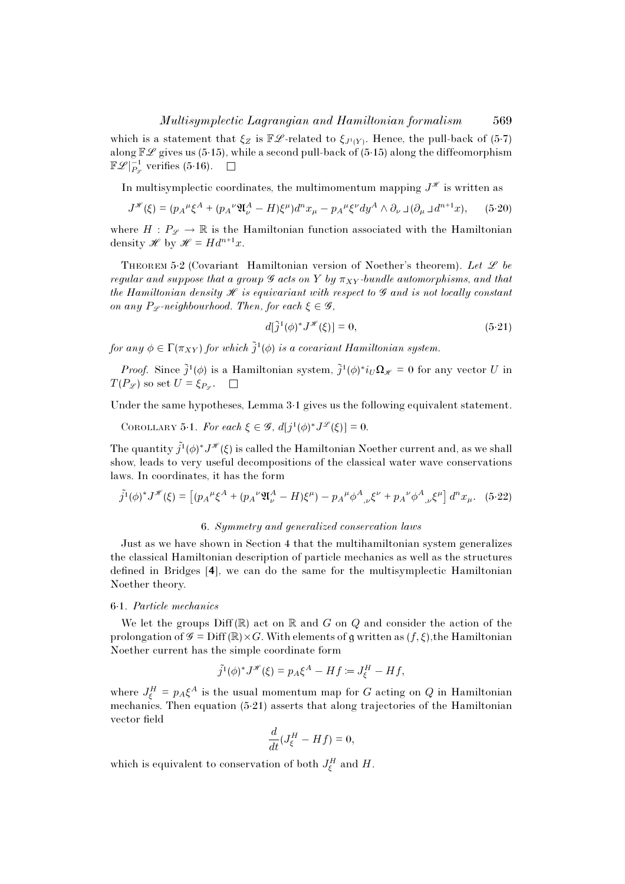which is a statement that $\xi_Z$ is $\mathbb{F}\mathscr{L}$-related to $\xi_{J^1(Y)}$. Hence, the pull-back of (5·7) along $\mathbb{F}\mathscr{L}$ gives us (5·15), while a second pull-back of (5·15) along the diffeomorphism $\mathbb{F}\mathscr{L}|_{P_\mathscr{L}}^{-1}$ verifies (5·16). $\square$

In multisymplectic coordinates, the multimomentum mapping $J^\mathscr{H}$ is written as

$$J^\mathscr{H}(\xi) = (p_A{}^\mu \xi^A + (p_A{}^\nu \mathfrak{A}^A_\nu - H)\xi^\mu) d^n x_\mu - p_A{}^\mu \xi^\nu dy^A \wedge \partial_\nu \lrcorner (\partial_\mu \lrcorner d^{n+1}x), \qquad (5·20)$$

where $H : P_\mathscr{L} \to \mathbb{R}$ is the Hamiltonian function associated with the Hamiltonian density $\mathscr{H}$ by $\mathscr{H} = H d^{n+1}x$.

Theorem 5·2 (Covariant Hamiltonian version of Noether's theorem). *Let $\mathscr{L}$ be regular and suppose that a group $\mathscr{G}$ acts on $Y$ by $\pi_{XY}$-bundle automorphisms, and that the Hamiltonian density $\mathscr{H}$ is equivariant with respect to $\mathscr{G}$ and is not locally constant on any $P_\mathscr{L}$-neighbourhood. Then, for each $\xi \in \mathscr{G}$,*

$$d[\tilde{j}^1(\phi)^* J^\mathscr{H}(\xi)] = 0, \qquad (5·21)$$

*for any $\phi \in \Gamma(\pi_{XY})$ for which $\tilde{j}^1(\phi)$ is a covariant Hamiltonian system.*

*Proof.* Since $\tilde{j}^1(\phi)$ is a Hamiltonian system, $\tilde{j}^1(\phi)^* i_U \mathbf{\Omega}_\mathscr{H} = 0$ for any vector $U$ in $T(P_\mathscr{L})$ so set $U = \xi_{P_\mathscr{L}}$. $\square$

Under the same hypotheses, Lemma 3·1 gives us the following equivalent statement.

Corollary 5·1. *For each $\xi \in \mathscr{G}$, $d[j^1(\phi)^* J^\mathscr{L}(\xi)] = 0$.*

The quantity $\tilde{j}^1(\phi)^* J^\mathscr{H}(\xi)$ is called the Hamiltonian Noether current and, as we shall show, leads to very useful decompositions of the classical water wave conservations laws. In coordinates, it has the form

$$\tilde{j}^1(\phi)^* J^\mathscr{H}(\xi) = \left[(p_A{}^\mu \xi^A + (p_A{}^\nu \mathfrak{A}^A_\nu - H)\xi^\mu) - p_A{}^\mu \phi^A{}_{,\nu} \xi^\nu + p_A{}^\nu \phi^A{}_{,\nu} \xi^\mu\right] d^n x_\mu. \quad (5·22)$$

## 6. *Symmetry and generalized conservation laws*

Just as we have shown in Section 4 that the multihamiltonian system generalizes the classical Hamiltonian description of particle mechanics as well as the structures defined in Bridges [**4**], we can do the same for the multisymplectic Hamiltonian Noether theory.

### 6·1. *Particle mechanics*

We let the groups Diff$(\mathbb{R})$ act on $\mathbb{R}$ and $G$ on $Q$ and consider the action of the prolongation of $\mathscr{G} = \text{Diff}(\mathbb{R}) \times G$. With elements of $\mathfrak{g}$ written as $(f, \xi)$,the Hamiltonian Noether current has the simple coordinate form

$$\tilde{j}^1(\phi)^* J^\mathscr{H}(\xi) = p_A \xi^A - Hf := J^H_\xi - Hf,$$

where $J^H_\xi = p_A \xi^A$ is the usual momentum map for $G$ acting on $Q$ in Hamiltonian mechanics. Then equation (5·21) asserts that along trajectories of the Hamiltonian vector field

$$\frac{d}{dt}(J^H_\xi - Hf) = 0,$$

which is equivalent to conservation of both $J^H_\xi$ and $H$.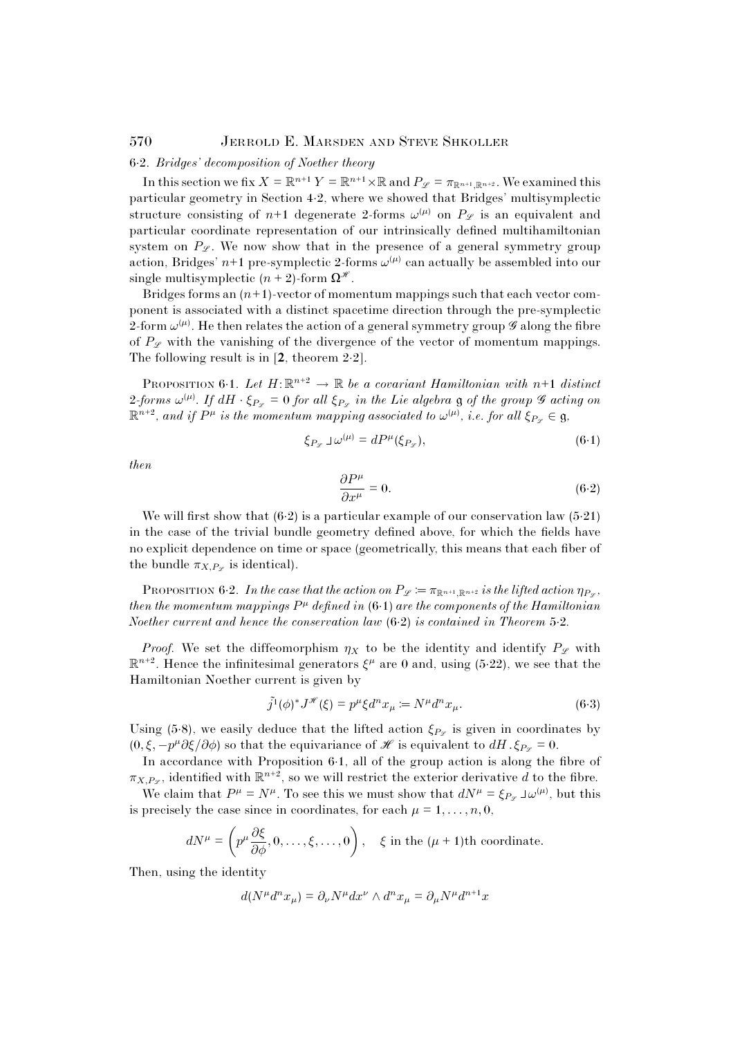### 6·2. *Bridges' decomposition of Noether theory*

In this section we fix $X = \mathbb{R}^{n+1}$ $Y = \mathbb{R}^{n+1}\times\mathbb{R}$ and $P_{\mathscr{L}} = \pi_{\mathbb{R}^{n+1},\mathbb{R}^{n+2}}$. We examined this particular geometry in Section 4·2, where we showed that Bridges' multisymplectic structure consisting of $n$+1 degenerate 2-forms $\omega^{(\mu)}$ on $P_{\mathscr{L}}$ is an equivalent and particular coordinate representation of our intrinsically defined multihamiltonian system on $P_{\mathscr{L}}$. We now show that in the presence of a general symmetry group action, Bridges' $n$+1 pre-symplectic 2-forms $\omega^{(\mu)}$ can actually be assembled into our single multisymplectic $(n+2)$-form $\mathbf{\Omega}^{\mathscr{H}}$.

Bridges forms an $(n$+1)-vector of momentum mappings such that each vector component is associated with a distinct spacetime direction through the pre-symplectic 2-form $\omega^{(\mu)}$. He then relates the action of a general symmetry group $\mathscr{G}$ along the fibre of $P_{\mathscr{L}}$ with the vanishing of the divergence of the vector of momentum mappings. The following result is in [**2**, theorem 2·2].

Proposition 6·1. *Let $H\colon\mathbb{R}^{n+2}\to\mathbb{R}$ be a covariant Hamiltonian with $n$+1 distinct 2-forms $\omega^{(\mu)}$. If $dH\cdot\xi_{P_{\mathscr{L}}}=0$ for all $\xi_{P_{\mathscr{L}}}$ in the Lie algebra $\mathfrak{g}$ of the group $\mathscr{G}$ acting on $\mathbb{R}^{n+2}$, and if $P^\mu$ is the momentum mapping associated to $\omega^{(\mu)}$, i.e. for all $\xi_{P_{\mathscr{L}}}\in\mathfrak{g}$,*

$$\xi_{P_{\mathscr{L}}} \,\lrcorner\, \omega^{(\mu)} = dP^\mu(\xi_{P_{\mathscr{L}}}), \tag{6·1}$$

*then*

$$\frac{\partial P^\mu}{\partial x^\mu}=0. \tag{6·2}$$

We will first show that (6·2) is a particular example of our conservation law (5·21) in the case of the trivial bundle geometry defined above, for which the fields have no explicit dependence on time or space (geometrically, this means that each fiber of the bundle $\pi_{X,P_{\mathscr{L}}}$ is identical).

Proposition 6·2. *In the case that the action on $P_{\mathscr{L}}:=\pi_{\mathbb{R}^{n+1},\mathbb{R}^{n+2}}$ is the lifted action $\eta_{P_{\mathscr{L}}}$, then the momentum mappings $P^\mu$ defined in* (6·1) *are the components of the Hamiltonian Noether current and hence the conservation law* (6·2) *is contained in Theorem* 5·2.

*Proof.* We set the diffeomorphism $\eta_X$ to be the identity and identify $P_{\mathscr{L}}$ with $\mathbb{R}^{n+2}$. Hence the infinitesimal generators $\xi^\mu$ are 0 and, using (5·22), we see that the Hamiltonian Noether current is given by

$$\tilde{j}^1(\phi)^* J^{\mathscr{H}}(\xi) = p^\mu \xi d^n x_\mu := N^\mu d^n x_\mu. \tag{6·3}$$

Using (5·8), we easily deduce that the lifted action $\xi_{P_{\mathscr{L}}}$ is given in coordinates by $(0,\xi,-p^\mu\partial\xi/\partial\phi)$ so that the equivariance of $\mathscr{H}$ is equivalent to $dH\,.\,\xi_{P_{\mathscr{L}}}=0$.

In accordance with Proposition 6·1, all of the group action is along the fibre of $\pi_{X,P_{\mathscr{L}}}$, identified with $\mathbb{R}^{n+2}$, so we will restrict the exterior derivative $d$ to the fibre.

We claim that $P^\mu = N^\mu$. To see this we must show that $dN^\mu = \xi_{P_{\mathscr{L}}}\,\lrcorner\,\omega^{(\mu)}$, but this is precisely the case since in coordinates, for each $\mu=1,\ldots,n,0$,

$$dN^\mu = \left(p^\mu\frac{\partial\xi}{\partial\phi},0,\ldots,\xi,\ldots,0\right),\quad \xi \text{ in the } (\mu+1)\text{th coordinate.}$$

Then, using the identity

$$d(N^\mu d^n x_\mu) = \partial_\nu N^\mu dx^\nu\wedge d^n x_\mu = \partial_\mu N^\mu d^{n+1}x$$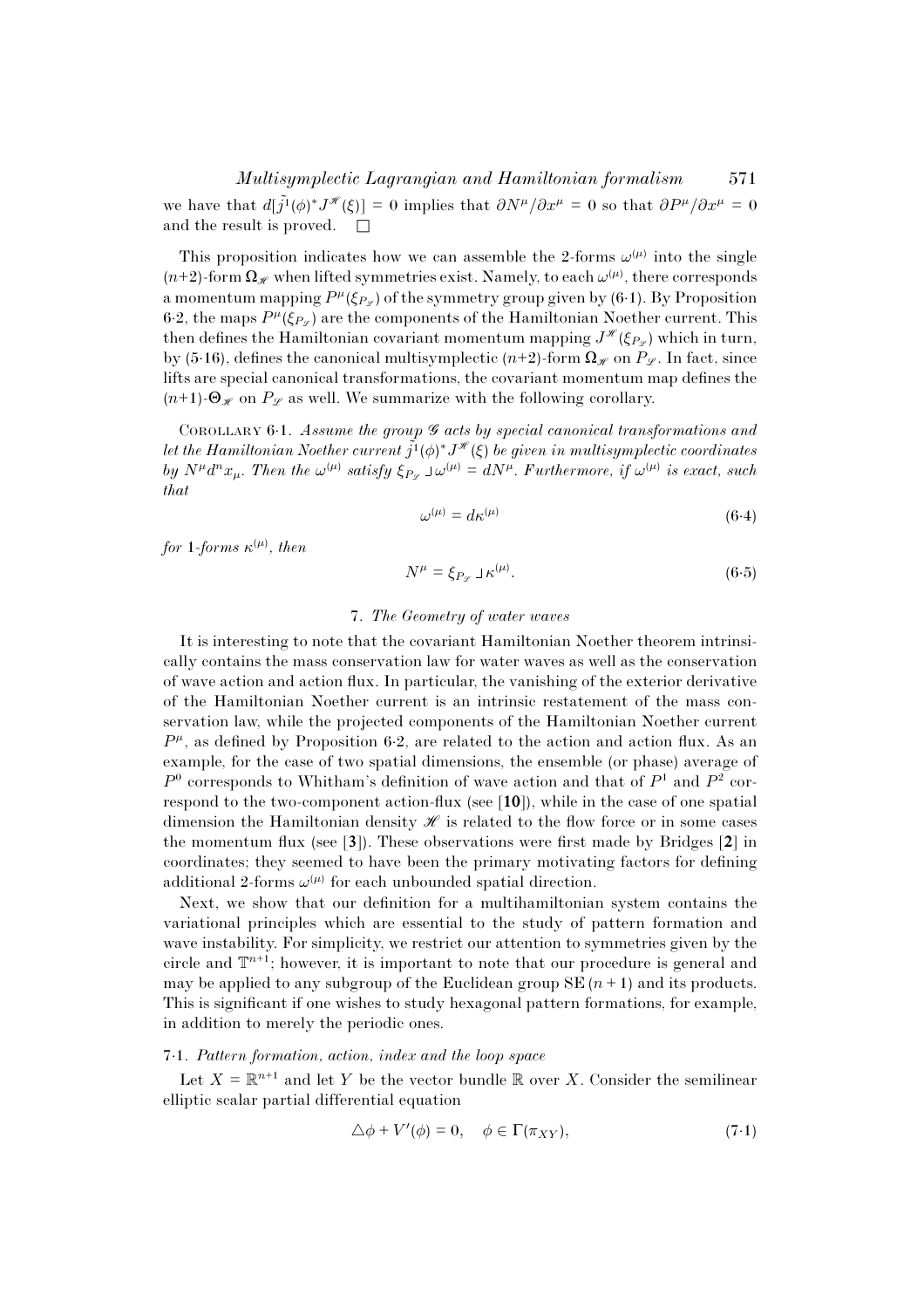we have that $d[\tilde{j}^1(\phi)^* J^{\mathscr{H}}(\xi)] = 0$ implies that $\partial N^\mu / \partial x^\mu = 0$ so that $\partial P^\mu / \partial x^\mu = 0$ and the result is proved. $\square$

This proposition indicates how we can assemble the 2-forms $\omega^{(\mu)}$ into the single $(n{+}2)$-form $\mathbf{\Omega}_{\mathscr{H}}$ when lifted symmetries exist. Namely, to each $\omega^{(\mu)}$, there corresponds a momentum mapping $P^\mu(\xi_{P_{\mathscr{L}}})$ of the symmetry group given by (6·1). By Proposition 6·2, the maps $P^\mu(\xi_{P_{\mathscr{L}}})$ are the components of the Hamiltonian Noether current. This then defines the Hamiltonian covariant momentum mapping $J^{\mathscr{H}}(\xi_{P_{\mathscr{L}}})$ which in turn, by (5·16), defines the canonical multisymplectic $(n{+}2)$-form $\mathbf{\Omega}_{\mathscr{H}}$ on $P_{\mathscr{L}}$. In fact, since lifts are special canonical transformations, the covariant momentum map defines the $(n{+}1)$-$\mathbf{\Theta}_{\mathscr{H}}$ on $P_{\mathscr{L}}$ as well. We summarize with the following corollary.

Corollary 6·1. *Assume the group $\mathscr{G}$ acts by special canonical transformations and let the Hamiltonian Noether current $\tilde{j}^1(\phi)^* J^{\mathscr{H}}(\xi)$ be given in multisymplectic coordinates by $N^\mu d^n x_\mu$. Then the $\omega^{(\mu)}$ satisfy $\xi_{P_{\mathscr{L}}} \lrcorner\, \omega^{(\mu)} = dN^\mu$. Furthermore, if $\omega^{(\mu)}$ is exact, such that*

$$\omega^{(\mu)} = d\kappa^{(\mu)} \tag{6·4}$$

*for 1-forms $\kappa^{(\mu)}$, then*

$$N^\mu = \xi_{P_{\mathscr{L}}} \lrcorner\, \kappa^{(\mu)}. \tag{6·5}$$

## 7. *The Geometry of water waves*

It is interesting to note that the covariant Hamiltonian Noether theorem intrinsically contains the mass conservation law for water waves as well as the conservation of wave action and action flux. In particular, the vanishing of the exterior derivative of the Hamiltonian Noether current is an intrinsic restatement of the mass conservation law, while the projected components of the Hamiltonian Noether current $P^\mu$, as defined by Proposition 6·2, are related to the action and action flux. As an example, for the case of two spatial dimensions, the ensemble (or phase) average of $P^0$ corresponds to Whitham's definition of wave action and that of $P^1$ and $P^2$ correspond to the two-component action-flux (see [**10**]), while in the case of one spatial dimension the Hamiltonian density $\mathscr{H}$ is related to the flow force or in some cases the momentum flux (see [**3**]). These observations were first made by Bridges [**2**] in coordinates; they seemed to have been the primary motivating factors for defining additional 2-forms $\omega^{(\mu)}$ for each unbounded spatial direction.

Next, we show that our definition for a multihamiltonian system contains the variational principles which are essential to the study of pattern formation and wave instability. For simplicity, we restrict our attention to symmetries given by the circle and $\mathbb{T}^{n+1}$; however, it is important to note that our procedure is general and may be applied to any subgroup of the Euclidean group $\mathrm{SE}\,(n+1)$ and its products. This is significant if one wishes to study hexagonal pattern formations, for example, in addition to merely the periodic ones.

### 7·1. *Pattern formation, action, index and the loop space*

Let $X = \mathbb{R}^{n+1}$ and let $Y$ be the vector bundle $\mathbb{R}$ over $X$. Consider the semilinear elliptic scalar partial differential equation

$$\triangle\phi + V'(\phi) = 0, \quad \phi \in \Gamma(\pi_{XY}), \tag{7·1}$$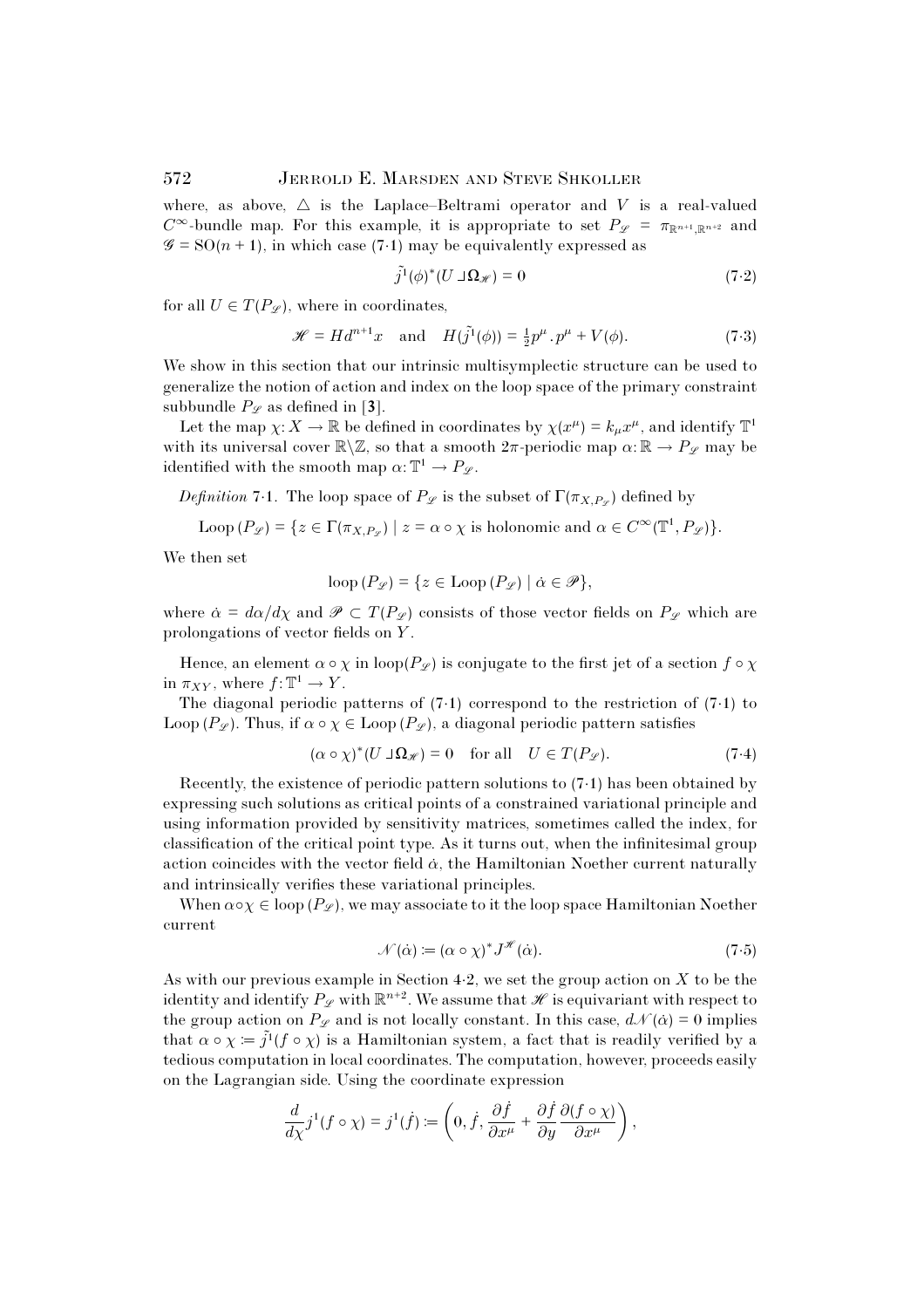where, as above, $\triangle$ is the Laplace–Beltrami operator and $V$ is a real-valued $C^\infty$-bundle map. For this example, it is appropriate to set $P_{\mathscr{L}} = \pi_{\mathbb{R}^{n+1},\mathbb{R}^{n+2}}$ and $\mathscr{G} = \mathrm{SO}(n+1)$, in which case (7·1) may be equivalently expressed as

$$\tilde{j}^1(\phi)^*(U \lrcorner \mathbf{\Omega}_{\mathscr{H}}) = 0 \tag{7·2}$$

for all $U \in T(P_{\mathscr{L}})$, where in coordinates,

$$\mathscr{H} = H d^{n+1}x \quad \text{and} \quad H(\tilde{j}^1(\phi)) = \tfrac{1}{2} p^\mu . p^\mu + V(\phi). \tag{7·3}$$

We show in this section that our intrinsic multisymplectic structure can be used to generalize the notion of action and index on the loop space of the primary constraint subbundle $P_{\mathscr{L}}$ as defined in [**3**].

Let the map $\chi : X \to \mathbb{R}$ be defined in coordinates by $\chi(x^\mu) = k_\mu x^\mu$, and identify $\mathbb{T}^1$ with its universal cover $\mathbb{R}\backslash\mathbb{Z}$, so that a smooth $2\pi$-periodic map $\alpha : \mathbb{R} \to P_{\mathscr{L}}$ may be identified with the smooth map $\alpha : \mathbb{T}^1 \to P_{\mathscr{L}}$.

*Definition* 7·1. The loop space of $P_{\mathscr{L}}$ is the subset of $\Gamma(\pi_{X,P_{\mathscr{L}}})$ defined by

$$\mathrm{Loop}\,(P_{\mathscr{L}}) = \{z \in \Gamma(\pi_{X,P_{\mathscr{L}}}) \mid z = \alpha \circ \chi \text{ is holonomic and } \alpha \in C^\infty(\mathbb{T}^1, P_{\mathscr{L}})\}.$$

We then set

$$\mathrm{loop}\,(P_{\mathscr{L}}) = \{z \in \mathrm{Loop}\,(P_{\mathscr{L}}) \mid \dot{\alpha} \in \mathscr{P}\},$$

where $\dot{\alpha} = d\alpha/d\chi$ and $\mathscr{P} \subset T(P_{\mathscr{L}})$ consists of those vector fields on $P_{\mathscr{L}}$ which are prolongations of vector fields on $Y$.

Hence, an element $\alpha \circ \chi$ in $\mathrm{loop}(P_{\mathscr{L}})$ is conjugate to the first jet of a section $f \circ \chi$ in $\pi_{XY}$, where $f : \mathbb{T}^1 \to Y$.

The diagonal periodic patterns of (7·1) correspond to the restriction of (7·1) to $\mathrm{Loop}\,(P_{\mathscr{L}})$. Thus, if $\alpha \circ \chi \in \mathrm{Loop}\,(P_{\mathscr{L}})$, a diagonal periodic pattern satisfies

$$(\alpha \circ \chi)^*(U \lrcorner \mathbf{\Omega}_{\mathscr{H}}) = 0 \quad \text{for all} \quad U \in T(P_{\mathscr{L}}). \tag{7·4}$$

Recently, the existence of periodic pattern solutions to (7·1) has been obtained by expressing such solutions as critical points of a constrained variational principle and using information provided by sensitivity matrices, sometimes called the index, for classification of the critical point type. As it turns out, when the infinitesimal group action coincides with the vector field $\dot{\alpha}$, the Hamiltonian Noether current naturally and intrinsically verifies these variational principles.

When $\alpha \circ \chi \in \mathrm{loop}\,(P_{\mathscr{L}})$, we may associate to it the loop space Hamiltonian Noether current

$$\mathscr{N}(\dot{\alpha}) := (\alpha \circ \chi)^* J^{\mathscr{H}}(\dot{\alpha}). \tag{7·5}$$

As with our previous example in Section 4·2, we set the group action on $X$ to be the identity and identify $P_{\mathscr{L}}$ with $\mathbb{R}^{n+2}$. We assume that $\mathscr{H}$ is equivariant with respect to the group action on $P_{\mathscr{L}}$ and is not locally constant. In this case, $d\mathscr{N}(\dot{\alpha}) = 0$ implies that $\alpha \circ \chi := \tilde{j}^1(f \circ \chi)$ is a Hamiltonian system, a fact that is readily verified by a tedious computation in local coordinates. The computation, however, proceeds easily on the Lagrangian side. Using the coordinate expression

$$\frac{d}{d\chi} j^1(f \circ \chi) = j^1(\dot{f}) := \left(0, \dot{f}, \frac{\partial \dot{f}}{\partial x^\mu} + \frac{\partial \dot{f}}{\partial y}\frac{\partial (f \circ \chi)}{\partial x^\mu}\right),$$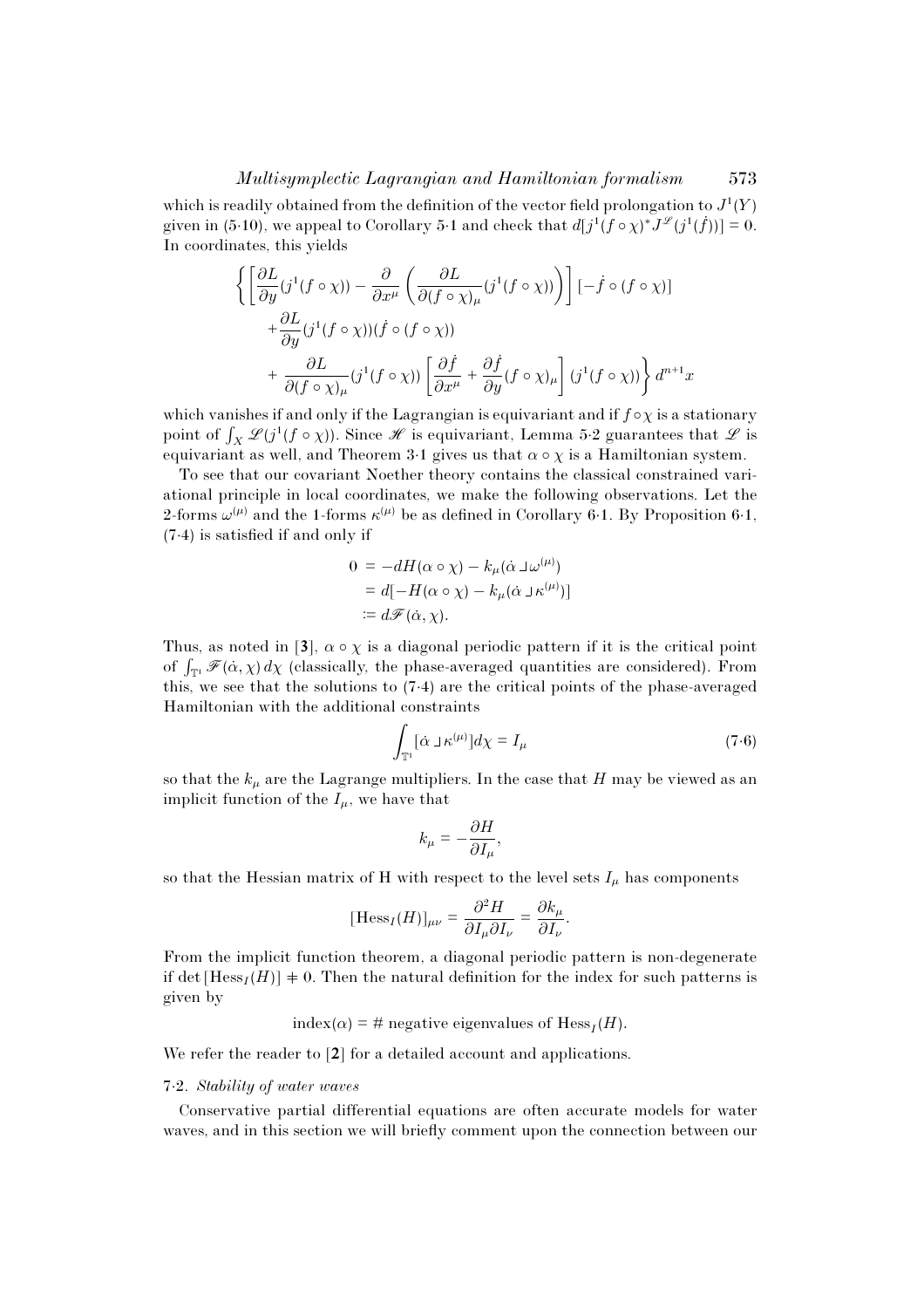which is readily obtained from the definition of the vector field prolongation to $J^1(Y)$ given in (5·10), we appeal to Corollary 5·1 and check that $d[j^1(f\circ\chi)^* J^{\mathscr{L}}(j^1(\dot f))] = 0$. In coordinates, this yields

$$
\begin{aligned}
\Bigg\{ \bigg[ \frac{\partial L}{\partial y}(j^1(f\circ\chi)) - \frac{\partial}{\partial x^\mu}\left( \frac{\partial L}{\partial (f\circ\chi)_\mu}(j^1(f\circ\chi))\right)\bigg] [-\dot f \circ (f\circ\chi)] \\
+ \frac{\partial L}{\partial y}(j^1(f\circ\chi))(\dot f\circ (f\circ\chi)) \\
+ \frac{\partial L}{\partial (f\circ\chi)_\mu}(j^1(f\circ\chi)) \left[ \frac{\partial \dot f}{\partial x^\mu} + \frac{\partial \dot f}{\partial y}(f\circ\chi)_\mu\right](j^1(f\circ\chi)) \Bigg\} d^{n+1}x
\end{aligned}
$$

which vanishes if and only if the Lagrangian is equivariant and if $f\circ\chi$ is a stationary point of $\int_X \mathscr{L}(j^1(f\circ\chi))$. Since $\mathscr{H}$ is equivariant, Lemma 5·2 guarantees that $\mathscr{L}$ is equivariant as well, and Theorem 3·1 gives us that $\alpha\circ\chi$ is a Hamiltonian system.

To see that our covariant Noether theory contains the classical constrained variational principle in local coordinates, we make the following observations. Let the 2-forms $\omega^{(\mu)}$ and the 1-forms $\kappa^{(\mu)}$ be as defined in Corollary 6·1. By Proposition 6·1, (7·4) is satisfied if and only if

$$
\begin{aligned}
0 &= -dH(\alpha\circ\chi) - k_\mu(\dot\alpha \,\lrcorner\, \omega^{(\mu)}) \\
&= d[-H(\alpha\circ\chi) - k_\mu(\dot\alpha\,\lrcorner\,\kappa^{(\mu)})] \\
&:= d\mathscr{F}(\dot\alpha,\chi).
\end{aligned}
$$

Thus, as noted in [**3**], $\alpha\circ\chi$ is a diagonal periodic pattern if it is the critical point of $\int_{\mathbb{T}^1}\mathscr{F}(\dot\alpha,\chi)\,d\chi$ (classically, the phase-averaged quantities are considered). From this, we see that the solutions to (7·4) are the critical points of the phase-averaged Hamiltonian with the additional constraints

$$
\int_{\mathbb{T}^1} [\dot\alpha\,\lrcorner\,\kappa^{(\mu)}]d\chi = I_\mu \tag{7·6}
$$

so that the $k_\mu$ are the Lagrange multipliers. In the case that $H$ may be viewed as an implicit function of the $I_\mu$, we have that

$$
k_\mu = -\frac{\partial H}{\partial I_\mu},
$$

so that the Hessian matrix of H with respect to the level sets $I_\mu$ has components

$$
[\mathrm{Hess}_I(H)]_{\mu\nu} = \frac{\partial^2 H}{\partial I_\mu \partial I_\nu} = \frac{\partial k_\mu}{\partial I_\nu}.
$$

From the implicit function theorem, a diagonal periodic pattern is non-degenerate if $\det[\mathrm{Hess}_I(H)] \neq 0$. Then the natural definition for the index for such patterns is given by

$$
\mathrm{index}(\alpha) = \#\text{ negative eigenvalues of }\mathrm{Hess}_I(H).
$$

We refer the reader to [**2**] for a detailed account and applications.

### 7·2. *Stability of water waves*

Conservative partial differential equations are often accurate models for water waves, and in this section we will briefly comment upon the connection between our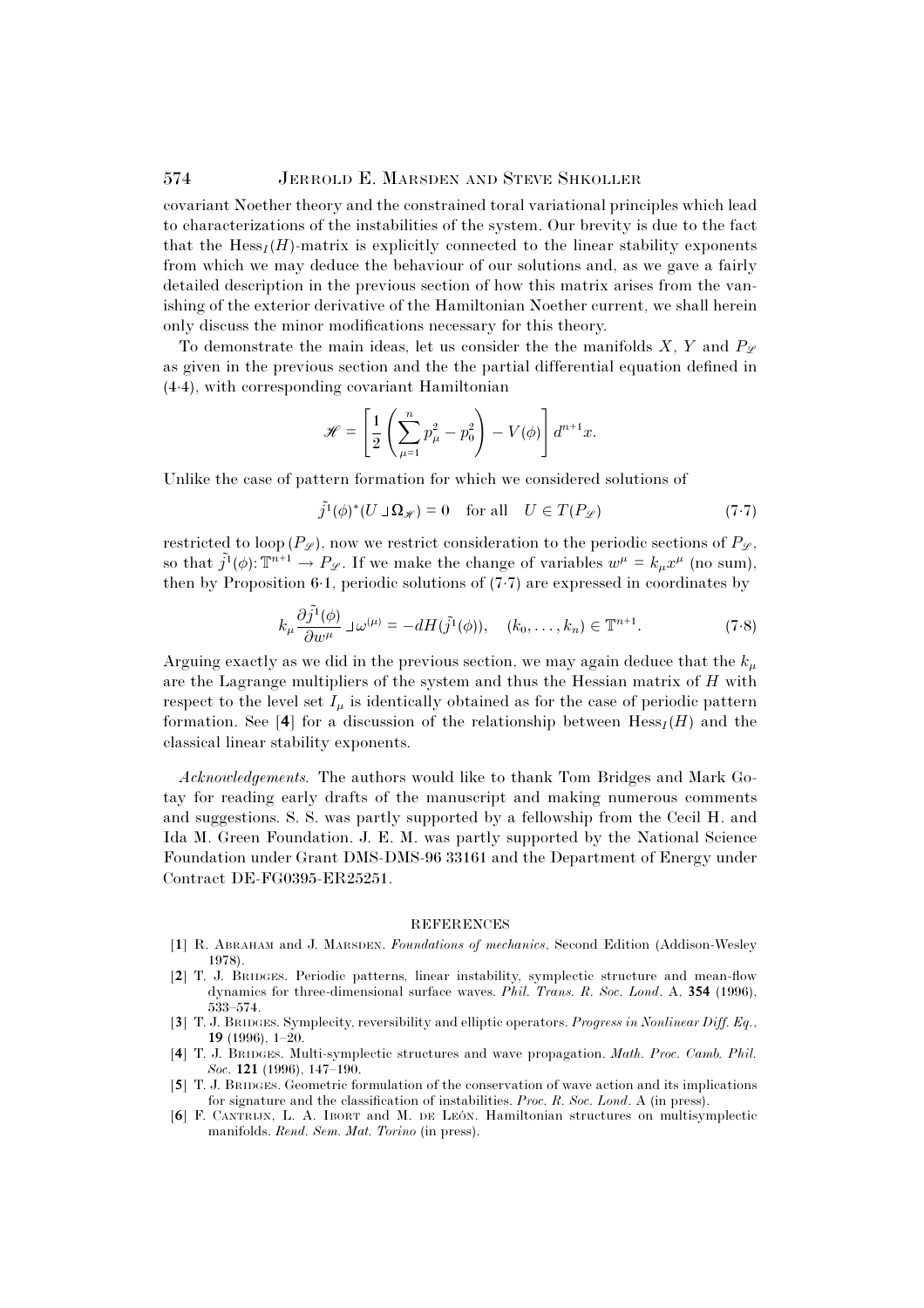covariant Noether theory and the constrained toral variational principles which lead to characterizations of the instabilities of the system. Our brevity is due to the fact that the $\mathrm{Hess}_I(H)$-matrix is explicitly connected to the linear stability exponents from which we may deduce the behaviour of our solutions and, as we gave a fairly detailed description in the previous section of how this matrix arises from the vanishing of the exterior derivative of the Hamiltonian Noether current, we shall herein only discuss the minor modifications necessary for this theory.

To demonstrate the main ideas, let us consider the the manifolds $X$, $Y$ and $P_{\mathscr{L}}$ as given in the previous section and the the partial differential equation defined in (4·4), with corresponding covariant Hamiltonian

$$\mathscr{H} = \left[\frac{1}{2}\left(\sum_{\mu=1}^{n} p_\mu^2 - p_0^2\right) - V(\phi)\right] d^{n+1}x.$$

Unlike the case of pattern formation for which we considered solutions of

$$\tilde{j}^1(\phi)^*(U \lrcorner \Omega_{\mathscr{H}}) = 0 \quad \text{for all} \quad U \in T(P_{\mathscr{L}}) \tag{7·7}$$

restricted to loop $(P_{\mathscr{L}})$, now we restrict consideration to the periodic sections of $P_{\mathscr{L}}$, so that $\tilde{j}^1(\phi)\colon \mathbb{T}^{n+1} \to P_{\mathscr{L}}$. If we make the change of variables $w^\mu = k_\mu x^\mu$ (no sum), then by Proposition 6·1, periodic solutions of (7·7) are expressed in coordinates by

$$k_\mu \frac{\partial \tilde{j}^1(\phi)}{\partial w^\mu} \lrcorner\, \omega^{(\mu)} = -dH(\tilde{j}^1(\phi)), \quad (k_0, \ldots, k_n) \in \mathbb{T}^{n+1}. \tag{7·8}$$

Arguing exactly as we did in the previous section, we may again deduce that the $k_\mu$ are the Lagrange multipliers of the system and thus the Hessian matrix of $H$ with respect to the level set $I_\mu$ is identically obtained as for the case of periodic pattern formation. See [**4**] for a discussion of the relationship between $\mathrm{Hess}_I(H)$ and the classical linear stability exponents.

*Acknowledgements.* The authors would like to thank Tom Bridges and Mark Gotay for reading early drafts of the manuscript and making numerous comments and suggestions. S. S. was partly supported by a fellowship from the Cecil H. and Ida M. Green Foundation. J. E. M. was partly supported by the National Science Foundation under Grant DMS-DMS-96 33161 and the Department of Energy under Contract DE-FG0395-ER25251.

## REFERENCES

[**1**] R. Abraham and J. Marsden. *Foundations of mechanics*, Second Edition (Addison-Wesley 1978).

[**2**] T. J. Bridges. Periodic patterns, linear instability, symplectic structure and mean-flow dynamics for three-dimensional surface waves. *Phil. Trans. R. Soc. Lond.* A, **354** (1996), 533–574.

[**3**] T. J. Bridges. Symplecity, reversibility and elliptic operators. *Progress in Nonlinear Diff. Eq.*, **19** (1996), 1–20.

[**4**] T. J. Bridges. Multi-symplectic structures and wave propagation. *Math. Proc. Camb. Phil. Soc.* **121** (1996), 147–190.

[**5**] T. J. Bridges. Geometric formulation of the conservation of wave action and its implications for signature and the classification of instabilities. *Proc. R. Soc. Lond.* A (in press).

[**6**] F. Cantrijn, L. A. Ibort and M. de León. Hamiltonian structures on multisymplectic manifolds. *Rend. Sem. Mat. Torino* (in press).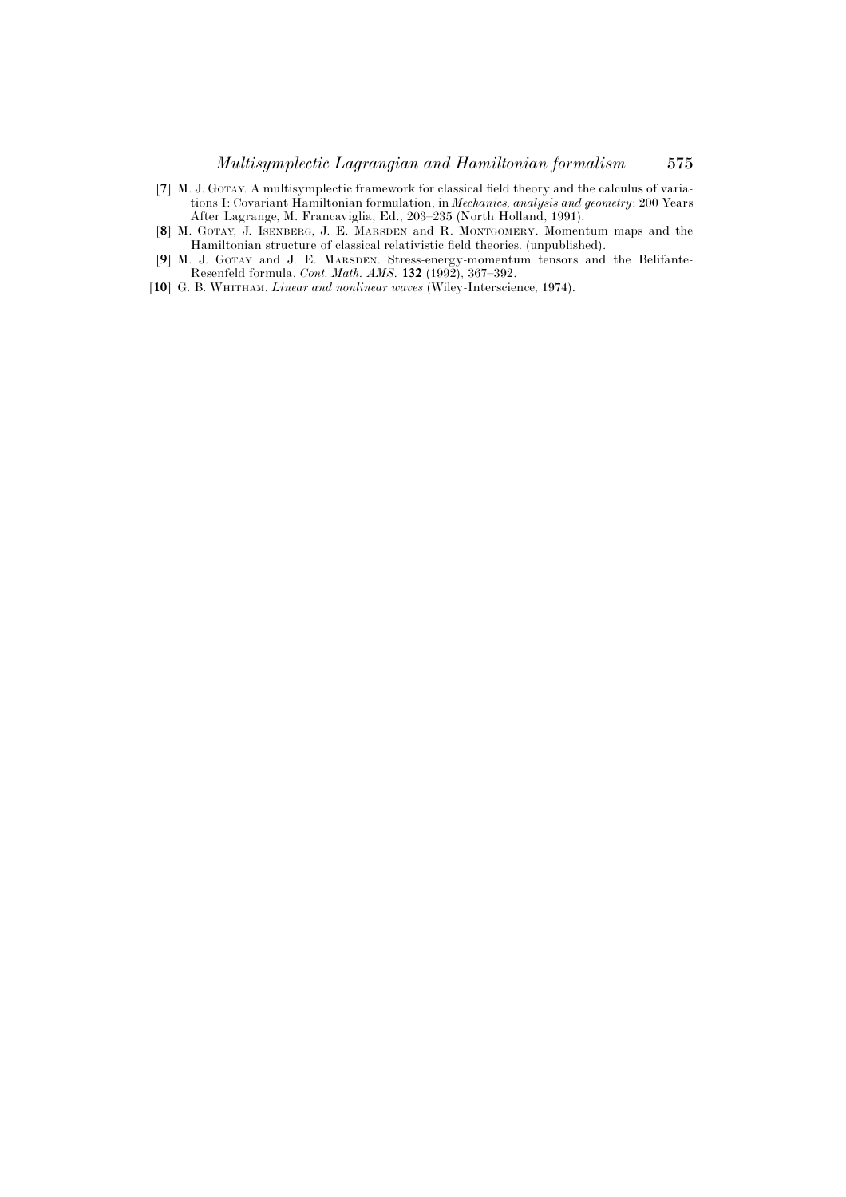[**7**] M. J. Gotay. A multisymplectic framework for classical field theory and the calculus of variations I: Covariant Hamiltonian formulation, in *Mechanics, analysis and geometry*: 200 Years After Lagrange, M. Francaviglia, Ed., 203–235 (North Holland, 1991).

[**8**] M. Gotay, J. Isenberg, J. E. Marsden and R. Montgomery. Momentum maps and the Hamiltonian structure of classical relativistic field theories. (unpublished).

[**9**] M. J. Gotay and J. E. Marsden. Stress-energy-momentum tensors and the Belifante-Resenfeld formula. *Cont. Math. AMS.* **132** (1992), 367–392.

[**10**] G. B. Whitham. *Linear and nonlinear waves* (Wiley-Interscience, 1974).